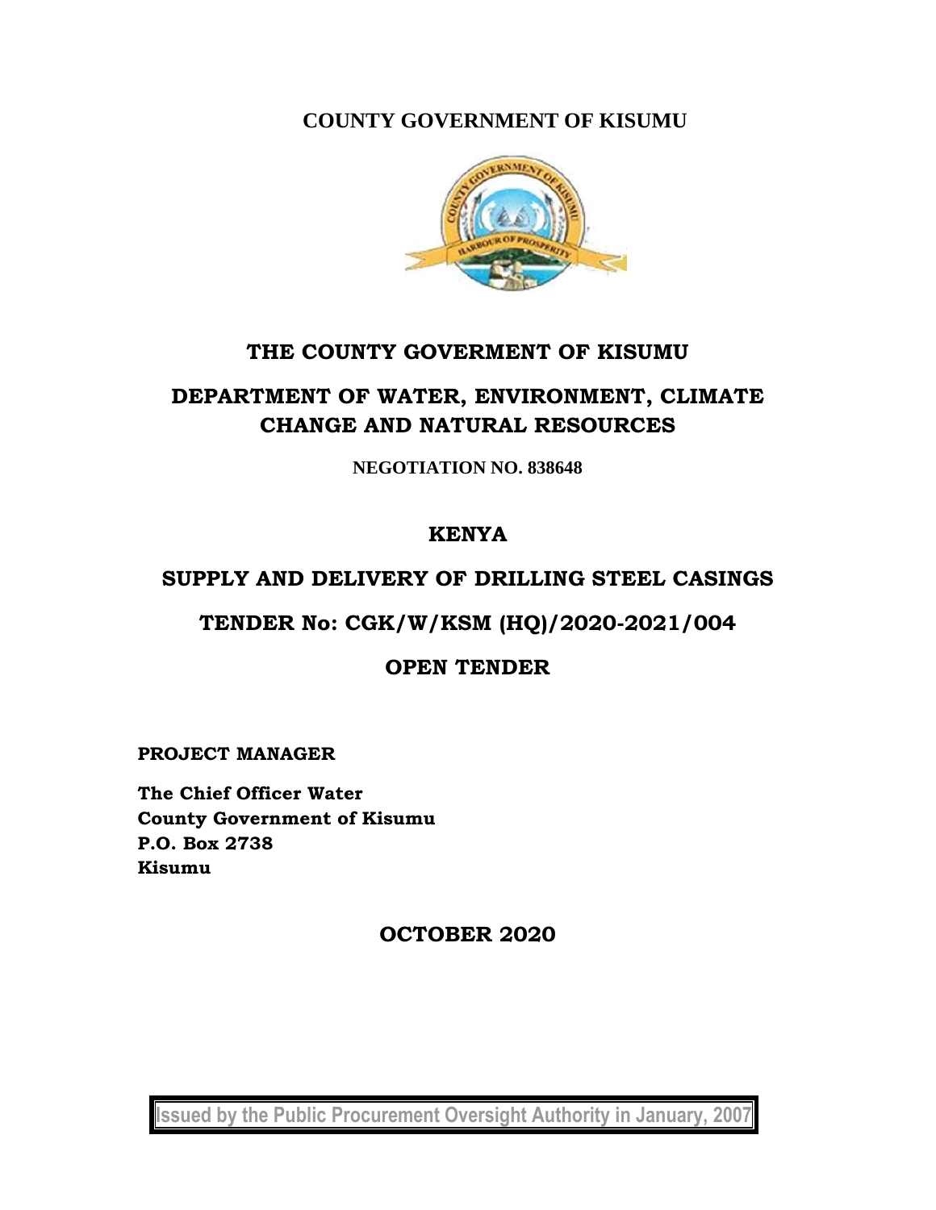# COUNTY GOVERNMENT OF KISUMU

## THE COUNTY GOVERMENT OF KISUMU

## DEPARTMENT OF WATER, ENVIRONMENT, CLIMATE CHANGE AND NATURAL RESOURCES

**NEGOTIATION NO. 838648**

## KENYA

## SUPPLY AND DELIVERY OF DRILLING STEEL CASINGS

## TENDER No: CGK/W/KSM (HQ)/2020-2021/004

## OPEN TENDER

**PROJECT MANAGER**

**The Chief Officer Water**
**County Government of Kisumu**
**P.O. Box 2738**
**Kisumu**

## OCTOBER 2020

Issued by the Public Procurement Oversight Authority in January, 2007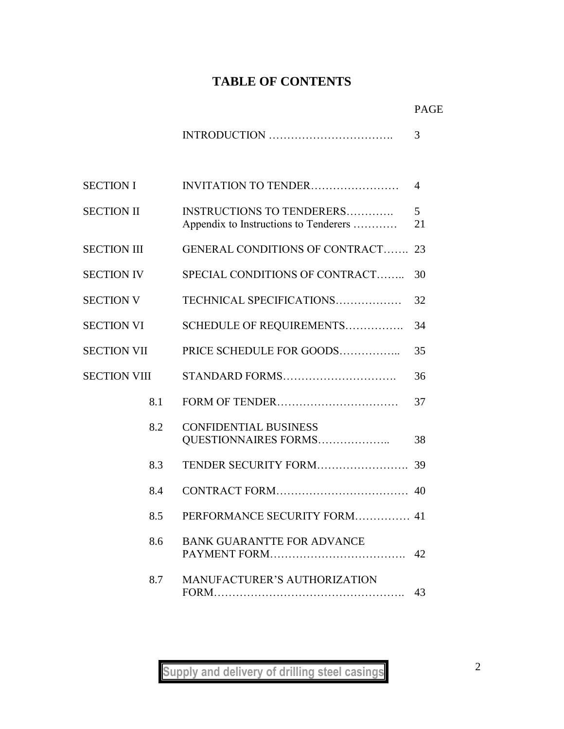# TABLE OF CONTENTS

| | | PAGE |
|---|---|---|
| | INTRODUCTION ……………………………. | 3 |
| SECTION I | INVITATION TO TENDER…………………… | 4 |
| SECTION II | INSTRUCTIONS TO TENDERERS…………. | 5 |
| | Appendix to Instructions to Tenderers ………… | 21 |
| SECTION III | GENERAL CONDITIONS OF CONTRACT……. | 23 |
| SECTION IV | SPECIAL CONDITIONS OF CONTRACT…….. | 30 |
| SECTION V | TECHNICAL SPECIFICATIONS……………… | 32 |
| SECTION VI | SCHEDULE OF REQUIREMENTS……………. | 34 |
| SECTION VII | PRICE SCHEDULE FOR GOODS…………….. | 35 |
| SECTION VIII | STANDARD FORMS…………………………. | 36 |
| 8.1 | FORM OF TENDER…………………………… | 37 |
| 8.2 | CONFIDENTIAL BUSINESS QUESTIONNAIRES FORMS……………….. | 38 |
| 8.3 | TENDER SECURITY FORM……………………. | 39 |
| 8.4 | CONTRACT FORM……………………………… | 40 |
| 8.5 | PERFORMANCE SECURITY FORM…………… | 41 |
| 8.6 | BANK GUARANTTE FOR ADVANCE PAYMENT FORM………………………………. | 42 |
| 8.7 | MANUFACTURER'S AUTHORIZATION FORM……………………………………………. | 43 |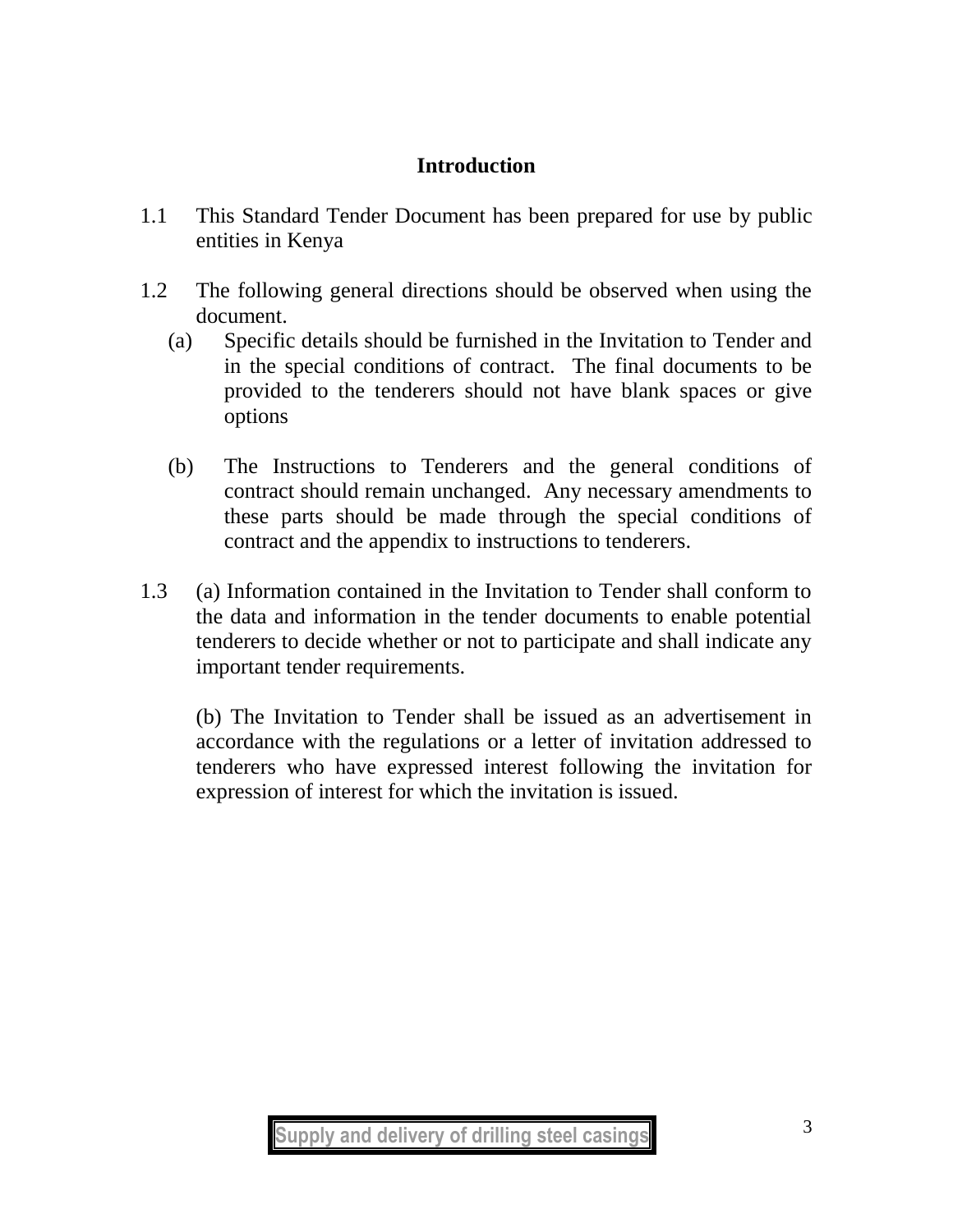## Introduction

1.1 This Standard Tender Document has been prepared for use by public entities in Kenya

1.2 The following general directions should be observed when using the document.

   (a) Specific details should be furnished in the Invitation to Tender and in the special conditions of contract. The final documents to be provided to the tenderers should not have blank spaces or give options

   (b) The Instructions to Tenderers and the general conditions of contract should remain unchanged. Any necessary amendments to these parts should be made through the special conditions of contract and the appendix to instructions to tenderers.

1.3 (a) Information contained in the Invitation to Tender shall conform to the data and information in the tender documents to enable potential tenderers to decide whether or not to participate and shall indicate any important tender requirements.

   (b) The Invitation to Tender shall be issued as an advertisement in accordance with the regulations or a letter of invitation addressed to tenderers who have expressed interest following the invitation for expression of interest for which the invitation is issued.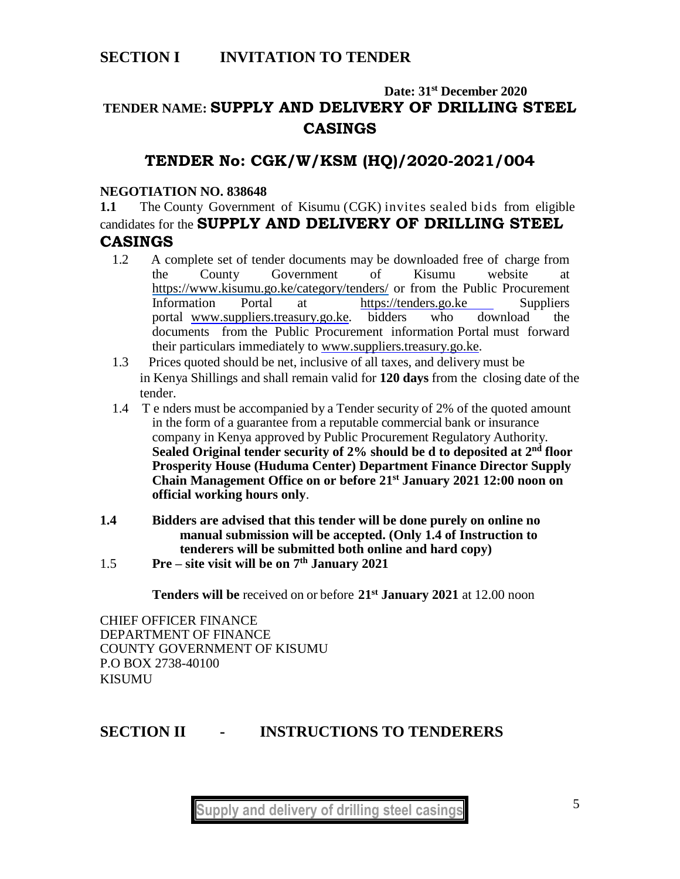# SECTION I INVITATION TO TENDER

**Date: 31st December 2020**

## TENDER NAME: SUPPLY AND DELIVERY OF DRILLING STEEL CASINGS

## TENDER No: CGK/W/KSM (HQ)/2020-2021/004

**NEGOTIATION NO. 838648**

**1.1** The County Government of Kisumu (CGK) invites sealed bids from eligible candidates for the **SUPPLY AND DELIVERY OF DRILLING STEEL CASINGS**

1.2 A complete set of tender documents may be downloaded free of charge from the County Government of Kisumu website at https://www.kisumu.go.ke/category/tenders/ or from the Public Procurement Information Portal at https://tenders.go.ke Suppliers portal www.suppliers.treasury.go.ke. bidders who download the documents from the Public Procurement information Portal must forward their particulars immediately to www.suppliers.treasury.go.ke.

1.3 Prices quoted should be net, inclusive of all taxes, and delivery must be in Kenya Shillings and shall remain valid for **120 days** from the closing date of the tender.

1.4 T e nders must be accompanied by a Tender security of 2% of the quoted amount in the form of a guarantee from a reputable commercial bank or insurance company in Kenya approved by Public Procurement Regulatory Authority. **Sealed Original tender security of 2% should be d to deposited at 2nd floor Prosperity House (Huduma Center) Department Finance Director Supply Chain Management Office on or before 21st January 2021 12:00 noon on official working hours only**.

**1.4 Bidders are advised that this tender will be done purely on online no manual submission will be accepted. (Only 1.4 of Instruction to tenderers will be submitted both online and hard copy)**

1.5 **Pre – site visit will be on 7th January 2021**

**Tenders will be** received on or before **21st January 2021** at 12.00 noon

CHIEF OFFICER FINANCE
DEPARTMENT OF FINANCE
COUNTY GOVERNMENT OF KISUMU
P.O BOX 2738-40100
KISUMU

# SECTION II - INSTRUCTIONS TO TENDERERS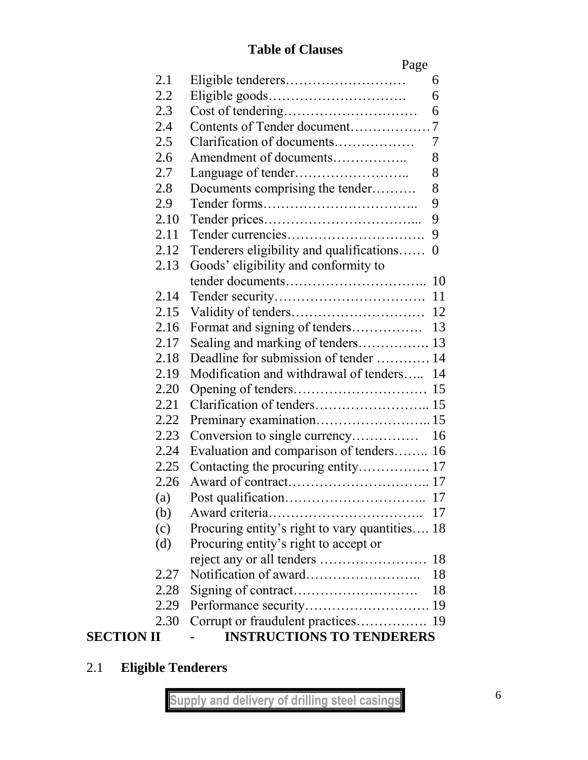## Table of Clauses

| | | Page |
|---|---|---|
| 2.1 | Eligible tenderers……………………… | 6 |
| 2.2 | Eligible goods…………………………. | 6 |
| 2.3 | Cost of tendering………………………… | 6 |
| 2.4 | Contents of Tender document……………… | 7 |
| 2.5 | Clarification of documents……………… | 7 |
| 2.6 | Amendment of documents…………….. | 8 |
| 2.7 | Language of tender…………………….. | 8 |
| 2.8 | Documents comprising the tender………. | 8 |
| 2.9 | Tender forms…………………………….. | 9 |
| 2.10 | Tender prices…………………………... | 9 |
| 2.11 | Tender currencies…………………………. | 9 |
| 2.12 | Tenderers eligibility and qualifications…… | 0 |
| 2.13 | Goods' eligibility and conformity to tender documents………………………….. | 10 |
| 2.14 | Tender security……………………………. | 11 |
| 2.15 | Validity of tenders………………………… | 12 |
| 2.16 | Format and signing of tenders…………… | 13 |
| 2.17 | Sealing and marking of tenders……………. | 13 |
| 2.18 | Deadline for submission of tender ………… | 14 |
| 2.19 | Modification and withdrawal of tenders….. | 14 |
| 2.20 | Opening of tenders………………………… | 15 |
| 2.21 | Clarification of tenders…………………….. | 15 |
| 2.22 | Preminary examination…………………….. | 15 |
| 2.23 | Conversion to single currency…………… | 16 |
| 2.24 | Evaluation and comparison of tenders…….. | 16 |
| 2.25 | Contacting the procuring entity……………. | 17 |
| 2.26 | Award of contract………………………….. | 17 |
| (a) | Post qualification………………………….. | 17 |
| (b) | Award criteria…………………………….. | 17 |
| (c) | Procuring entity's right to vary quantities…. | 18 |
| (d) | Procuring entity's right to accept or reject any or all tenders …………………… | 18 |
| 2.27 | Notification of award…………………….. | 18 |
| 2.28 | Signing of contract………………………. | 18 |
| 2.29 | Performance security………………………. | 19 |
| 2.30 | Corrupt or fraudulent practices……………. | 19 |

## SECTION II - INSTRUCTIONS TO TENDERERS

### 2.1 Eligible Tenderers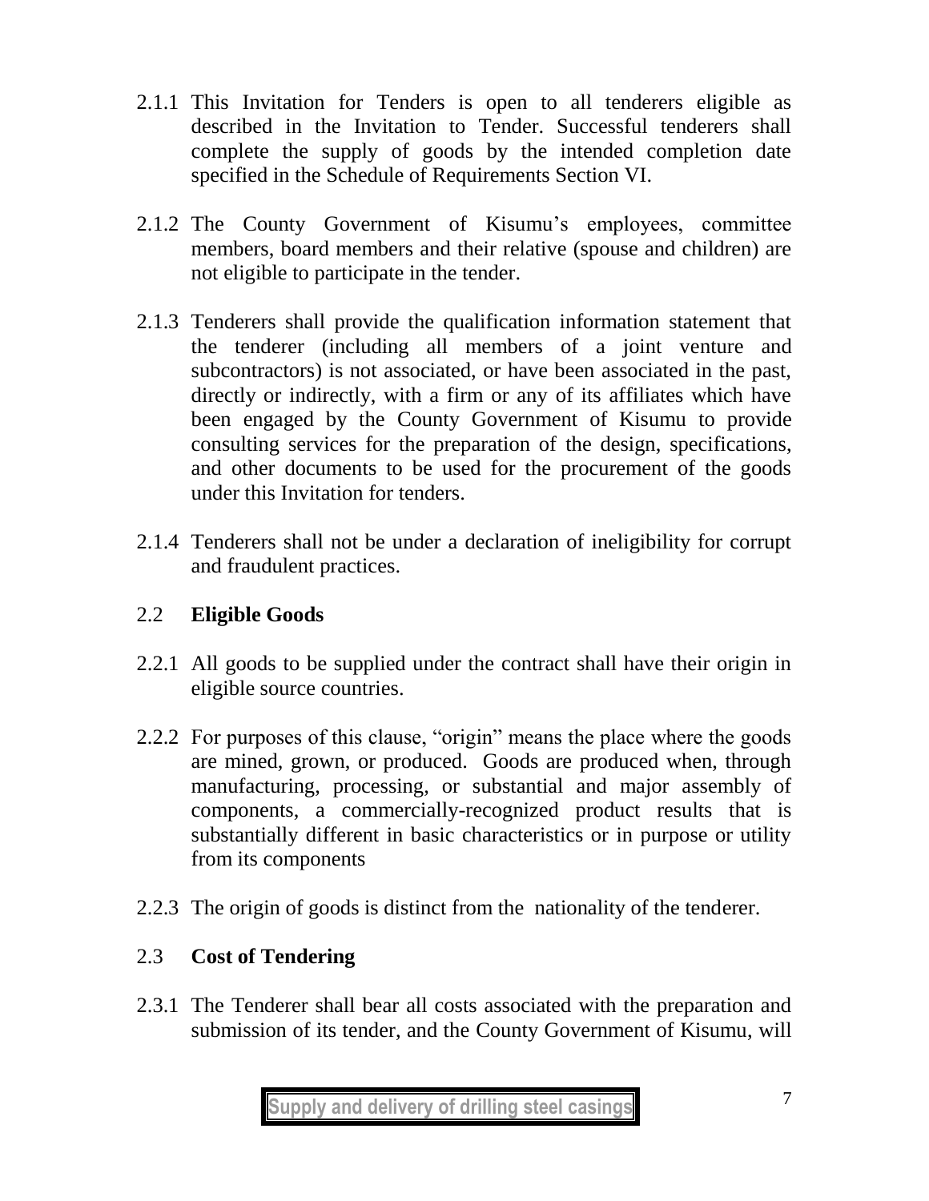2.1.1 This Invitation for Tenders is open to all tenderers eligible as described in the Invitation to Tender. Successful tenderers shall complete the supply of goods by the intended completion date specified in the Schedule of Requirements Section VI.

2.1.2 The County Government of Kisumu's employees, committee members, board members and their relative (spouse and children) are not eligible to participate in the tender.

2.1.3 Tenderers shall provide the qualification information statement that the tenderer (including all members of a joint venture and subcontractors) is not associated, or have been associated in the past, directly or indirectly, with a firm or any of its affiliates which have been engaged by the County Government of Kisumu to provide consulting services for the preparation of the design, specifications, and other documents to be used for the procurement of the goods under this Invitation for tenders.

2.1.4 Tenderers shall not be under a declaration of ineligibility for corrupt and fraudulent practices.

## 2.2 **Eligible Goods**

2.2.1 All goods to be supplied under the contract shall have their origin in eligible source countries.

2.2.2 For purposes of this clause, "origin" means the place where the goods are mined, grown, or produced. Goods are produced when, through manufacturing, processing, or substantial and major assembly of components, a commercially-recognized product results that is substantially different in basic characteristics or in purpose or utility from its components

2.2.3 The origin of goods is distinct from the nationality of the tenderer.

## 2.3 **Cost of Tendering**

2.3.1 The Tenderer shall bear all costs associated with the preparation and submission of its tender, and the County Government of Kisumu, will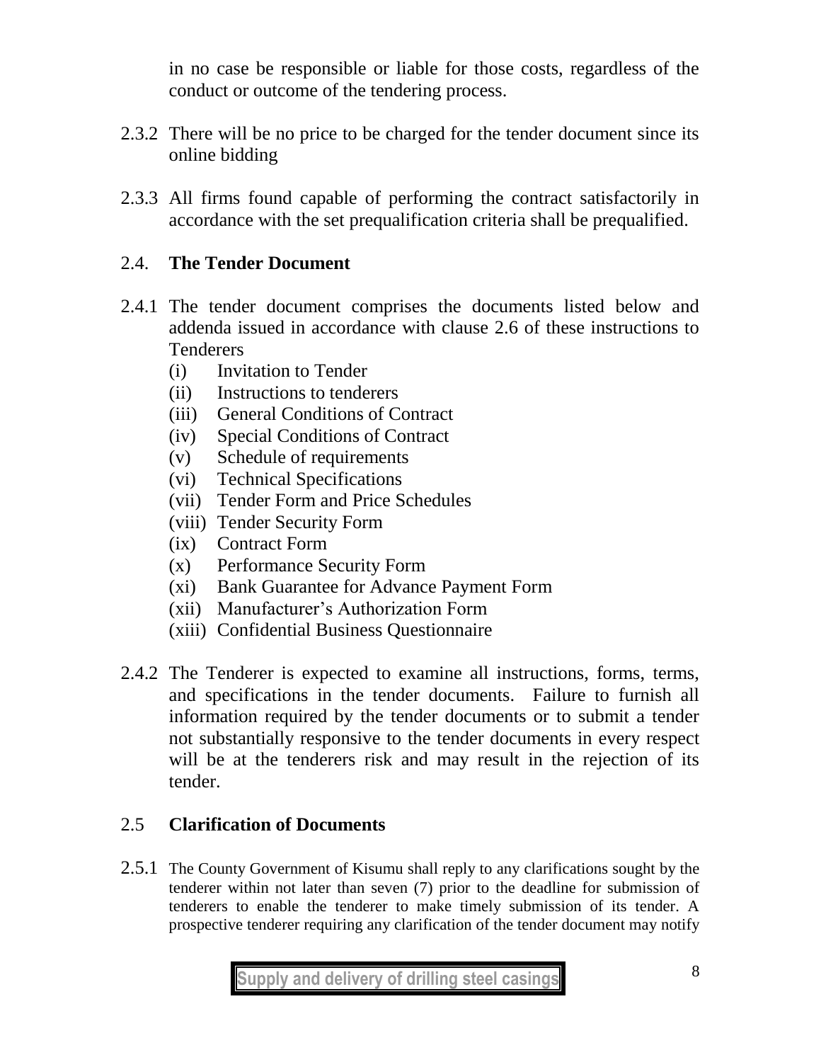in no case be responsible or liable for those costs, regardless of the conduct or outcome of the tendering process.

2.3.2 There will be no price to be charged for the tender document since its online bidding

2.3.3 All firms found capable of performing the contract satisfactorily in accordance with the set prequalification criteria shall be prequalified.

## 2.4. The Tender Document

2.4.1 The tender document comprises the documents listed below and addenda issued in accordance with clause 2.6 of these instructions to Tenderers

- (i) Invitation to Tender
- (ii) Instructions to tenderers
- (iii) General Conditions of Contract
- (iv) Special Conditions of Contract
- (v) Schedule of requirements
- (vi) Technical Specifications
- (vii) Tender Form and Price Schedules
- (viii) Tender Security Form
- (ix) Contract Form
- (x) Performance Security Form
- (xi) Bank Guarantee for Advance Payment Form
- (xii) Manufacturer's Authorization Form
- (xiii) Confidential Business Questionnaire

2.4.2 The Tenderer is expected to examine all instructions, forms, terms, and specifications in the tender documents. Failure to furnish all information required by the tender documents or to submit a tender not substantially responsive to the tender documents in every respect will be at the tenderers risk and may result in the rejection of its tender.

## 2.5 Clarification of Documents

2.5.1 The County Government of Kisumu shall reply to any clarifications sought by the tenderer within not later than seven (7) prior to the deadline for submission of tenderers to enable the tenderer to make timely submission of its tender. A prospective tenderer requiring any clarification of the tender document may notify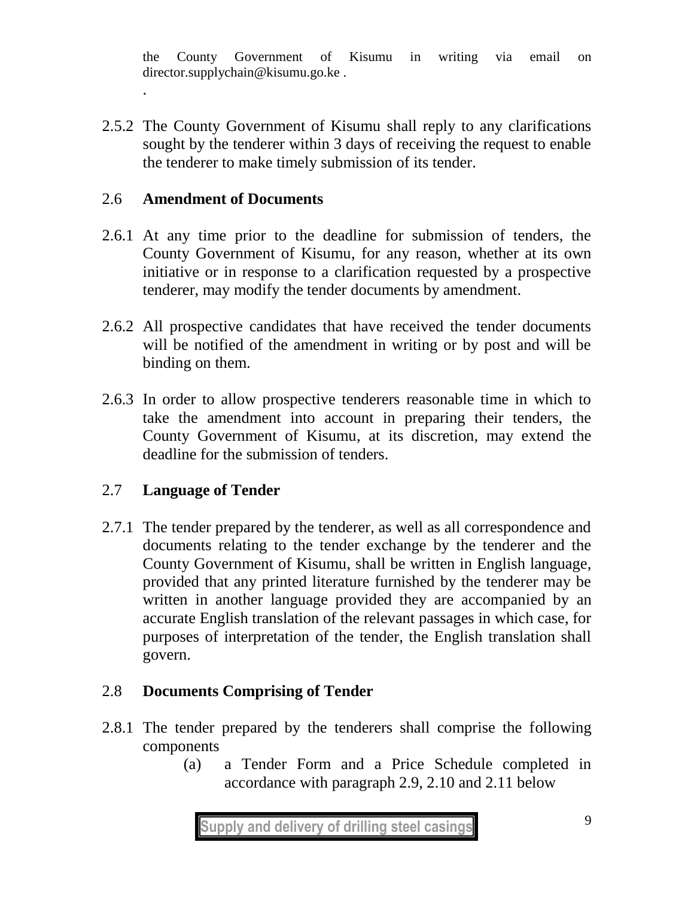the County Government of Kisumu in writing via email on director.supplychain@kisumu.go.ke .

.

2.5.2 The County Government of Kisumu shall reply to any clarifications sought by the tenderer within 3 days of receiving the request to enable the tenderer to make timely submission of its tender.

## 2.6 Amendment of Documents

2.6.1 At any time prior to the deadline for submission of tenders, the County Government of Kisumu, for any reason, whether at its own initiative or in response to a clarification requested by a prospective tenderer, may modify the tender documents by amendment.

2.6.2 All prospective candidates that have received the tender documents will be notified of the amendment in writing or by post and will be binding on them.

2.6.3 In order to allow prospective tenderers reasonable time in which to take the amendment into account in preparing their tenders, the County Government of Kisumu, at its discretion, may extend the deadline for the submission of tenders.

## 2.7 Language of Tender

2.7.1 The tender prepared by the tenderer, as well as all correspondence and documents relating to the tender exchange by the tenderer and the County Government of Kisumu, shall be written in English language, provided that any printed literature furnished by the tenderer may be written in another language provided they are accompanied by an accurate English translation of the relevant passages in which case, for purposes of interpretation of the tender, the English translation shall govern.

## 2.8 Documents Comprising of Tender

2.8.1 The tender prepared by the tenderers shall comprise the following components

(a) a Tender Form and a Price Schedule completed in accordance with paragraph 2.9, 2.10 and 2.11 below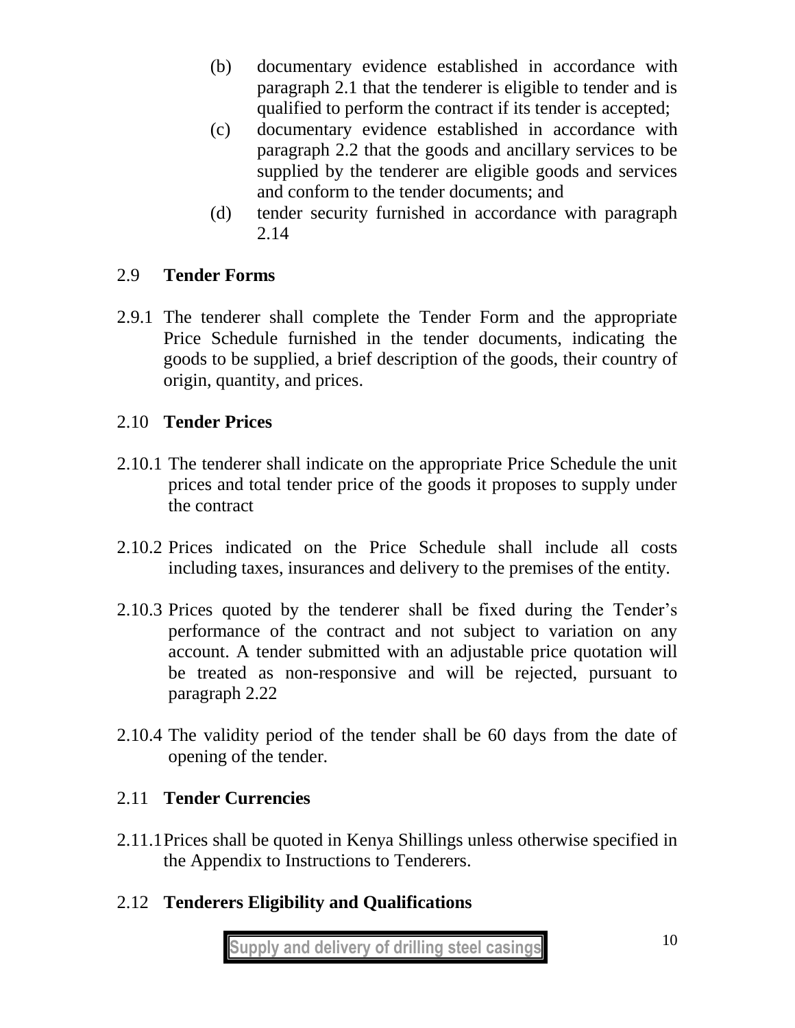(b) documentary evidence established in accordance with paragraph 2.1 that the tenderer is eligible to tender and is qualified to perform the contract if its tender is accepted;

(c) documentary evidence established in accordance with paragraph 2.2 that the goods and ancillary services to be supplied by the tenderer are eligible goods and services and conform to the tender documents; and

(d) tender security furnished in accordance with paragraph 2.14

## 2.9 Tender Forms

2.9.1 The tenderer shall complete the Tender Form and the appropriate Price Schedule furnished in the tender documents, indicating the goods to be supplied, a brief description of the goods, their country of origin, quantity, and prices.

## 2.10 Tender Prices

2.10.1 The tenderer shall indicate on the appropriate Price Schedule the unit prices and total tender price of the goods it proposes to supply under the contract

2.10.2 Prices indicated on the Price Schedule shall include all costs including taxes, insurances and delivery to the premises of the entity.

2.10.3 Prices quoted by the tenderer shall be fixed during the Tender's performance of the contract and not subject to variation on any account. A tender submitted with an adjustable price quotation will be treated as non-responsive and will be rejected, pursuant to paragraph 2.22

2.10.4 The validity period of the tender shall be 60 days from the date of opening of the tender.

## 2.11 Tender Currencies

2.11.1 Prices shall be quoted in Kenya Shillings unless otherwise specified in the Appendix to Instructions to Tenderers.

## 2.12 Tenderers Eligibility and Qualifications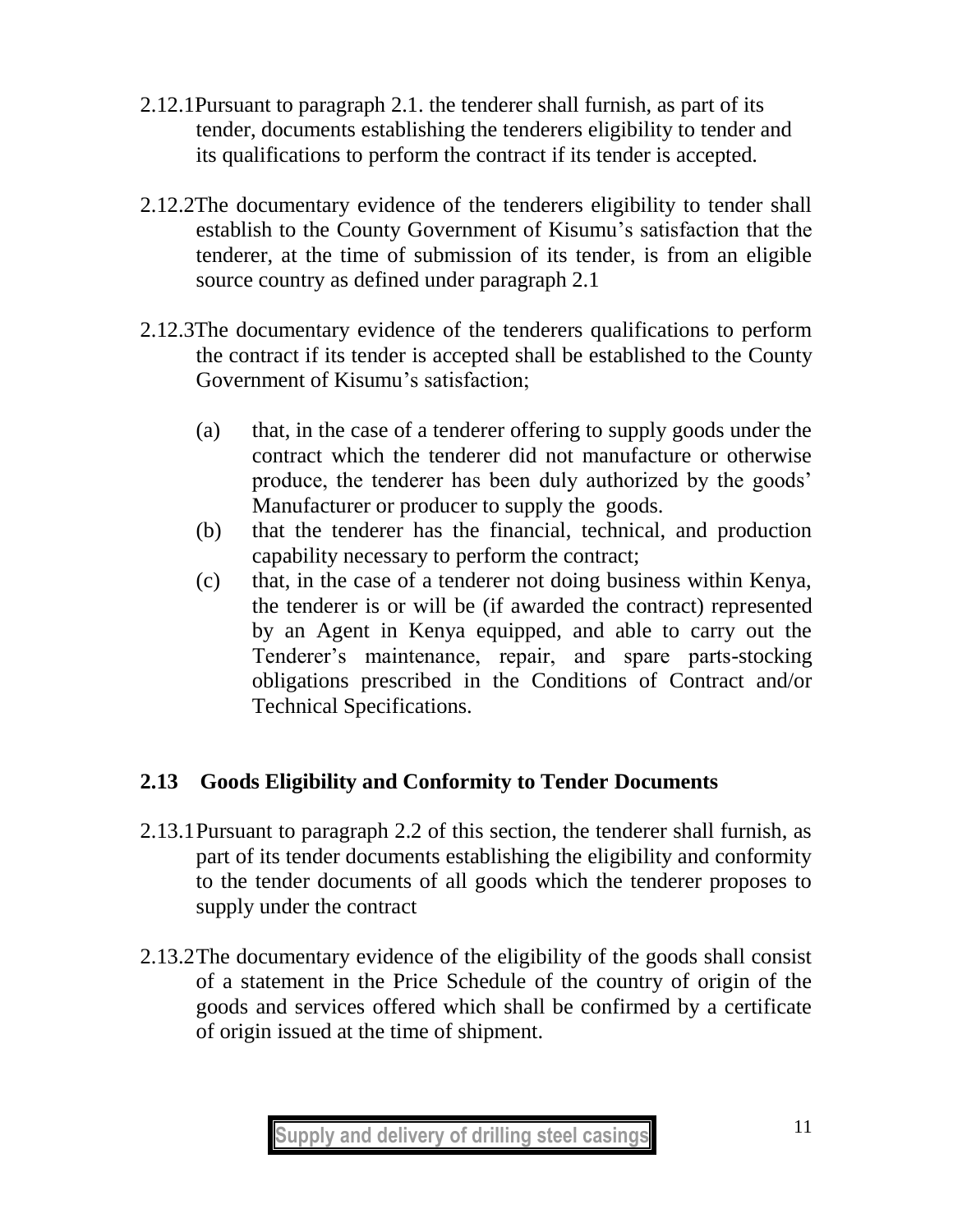2.12.1 Pursuant to paragraph 2.1. the tenderer shall furnish, as part of its tender, documents establishing the tenderers eligibility to tender and its qualifications to perform the contract if its tender is accepted.

2.12.2 The documentary evidence of the tenderers eligibility to tender shall establish to the County Government of Kisumu's satisfaction that the tenderer, at the time of submission of its tender, is from an eligible source country as defined under paragraph 2.1

2.12.3 The documentary evidence of the tenderers qualifications to perform the contract if its tender is accepted shall be established to the County Government of Kisumu's satisfaction;

(a) that, in the case of a tenderer offering to supply goods under the contract which the tenderer did not manufacture or otherwise produce, the tenderer has been duly authorized by the goods' Manufacturer or producer to supply the goods.

(b) that the tenderer has the financial, technical, and production capability necessary to perform the contract;

(c) that, in the case of a tenderer not doing business within Kenya, the tenderer is or will be (if awarded the contract) represented by an Agent in Kenya equipped, and able to carry out the Tenderer's maintenance, repair, and spare parts-stocking obligations prescribed in the Conditions of Contract and/or Technical Specifications.

## 2.13 Goods Eligibility and Conformity to Tender Documents

2.13.1 Pursuant to paragraph 2.2 of this section, the tenderer shall furnish, as part of its tender documents establishing the eligibility and conformity to the tender documents of all goods which the tenderer proposes to supply under the contract

2.13.2 The documentary evidence of the eligibility of the goods shall consist of a statement in the Price Schedule of the country of origin of the goods and services offered which shall be confirmed by a certificate of origin issued at the time of shipment.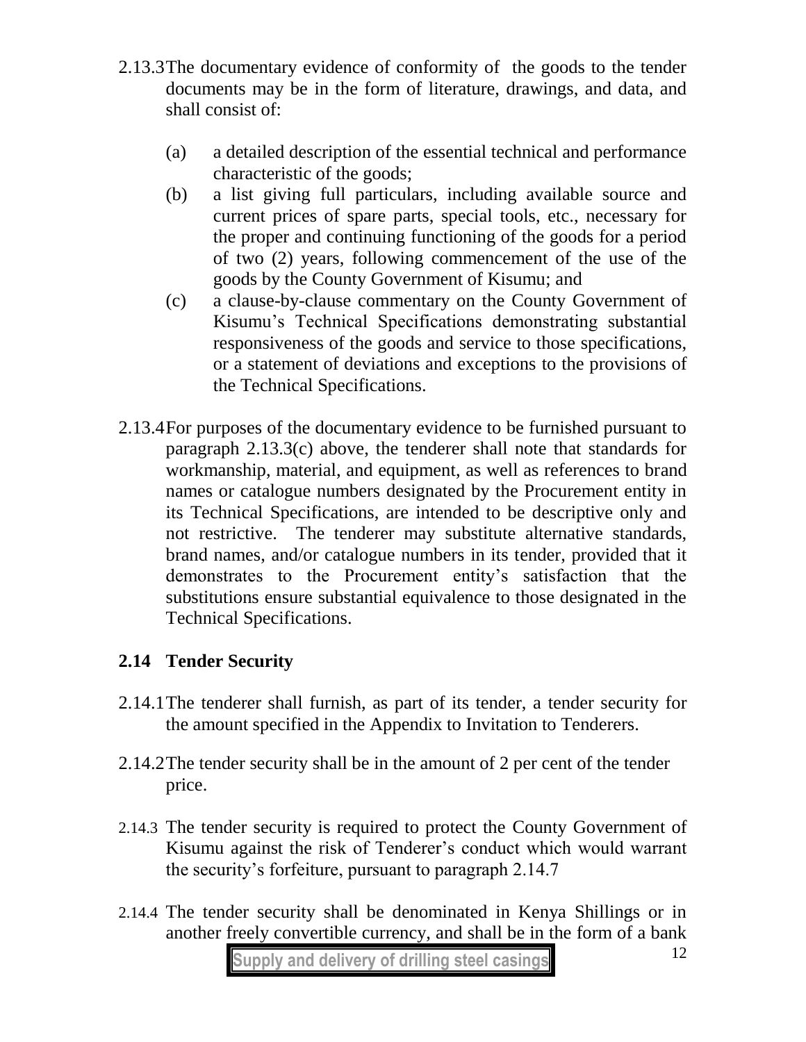2.13.3 The documentary evidence of conformity of the goods to the tender documents may be in the form of literature, drawings, and data, and shall consist of:

(a) a detailed description of the essential technical and performance characteristic of the goods;

(b) a list giving full particulars, including available source and current prices of spare parts, special tools, etc., necessary for the proper and continuing functioning of the goods for a period of two (2) years, following commencement of the use of the goods by the County Government of Kisumu; and

(c) a clause-by-clause commentary on the County Government of Kisumu's Technical Specifications demonstrating substantial responsiveness of the goods and service to those specifications, or a statement of deviations and exceptions to the provisions of the Technical Specifications.

2.13.4 For purposes of the documentary evidence to be furnished pursuant to paragraph 2.13.3(c) above, the tenderer shall note that standards for workmanship, material, and equipment, as well as references to brand names or catalogue numbers designated by the Procurement entity in its Technical Specifications, are intended to be descriptive only and not restrictive. The tenderer may substitute alternative standards, brand names, and/or catalogue numbers in its tender, provided that it demonstrates to the Procurement entity's satisfaction that the substitutions ensure substantial equivalence to those designated in the Technical Specifications.

## 2.14 Tender Security

2.14.1 The tenderer shall furnish, as part of its tender, a tender security for the amount specified in the Appendix to Invitation to Tenderers.

2.14.2 The tender security shall be in the amount of 2 per cent of the tender price.

2.14.3 The tender security is required to protect the County Government of Kisumu against the risk of Tenderer's conduct which would warrant the security's forfeiture, pursuant to paragraph 2.14.7

2.14.4 The tender security shall be denominated in Kenya Shillings or in another freely convertible currency, and shall be in the form of a bank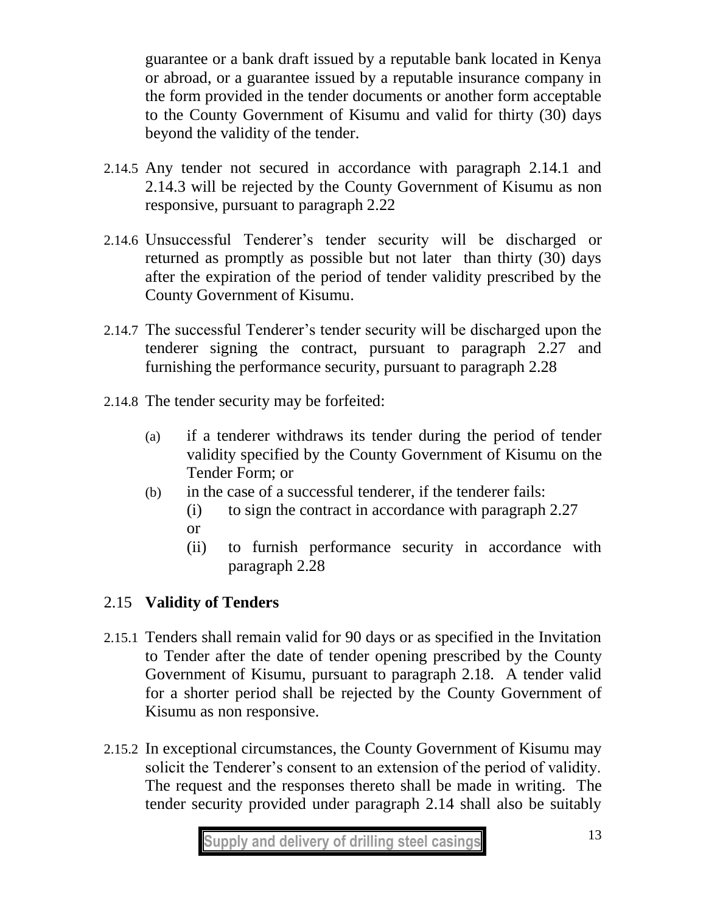guarantee or a bank draft issued by a reputable bank located in Kenya or abroad, or a guarantee issued by a reputable insurance company in the form provided in the tender documents or another form acceptable to the County Government of Kisumu and valid for thirty (30) days beyond the validity of the tender.

2.14.5 Any tender not secured in accordance with paragraph 2.14.1 and 2.14.3 will be rejected by the County Government of Kisumu as non responsive, pursuant to paragraph 2.22

2.14.6 Unsuccessful Tenderer's tender security will be discharged or returned as promptly as possible but not later than thirty (30) days after the expiration of the period of tender validity prescribed by the County Government of Kisumu.

2.14.7 The successful Tenderer's tender security will be discharged upon the tenderer signing the contract, pursuant to paragraph 2.27 and furnishing the performance security, pursuant to paragraph 2.28

2.14.8 The tender security may be forfeited:

(a) if a tenderer withdraws its tender during the period of tender validity specified by the County Government of Kisumu on the Tender Form; or

(b) in the case of a successful tenderer, if the tenderer fails:

(i) to sign the contract in accordance with paragraph 2.27 or

(ii) to furnish performance security in accordance with paragraph 2.28

## 2.15 **Validity of Tenders**

2.15.1 Tenders shall remain valid for 90 days or as specified in the Invitation to Tender after the date of tender opening prescribed by the County Government of Kisumu, pursuant to paragraph 2.18. A tender valid for a shorter period shall be rejected by the County Government of Kisumu as non responsive.

2.15.2 In exceptional circumstances, the County Government of Kisumu may solicit the Tenderer's consent to an extension of the period of validity. The request and the responses thereto shall be made in writing. The tender security provided under paragraph 2.14 shall also be suitably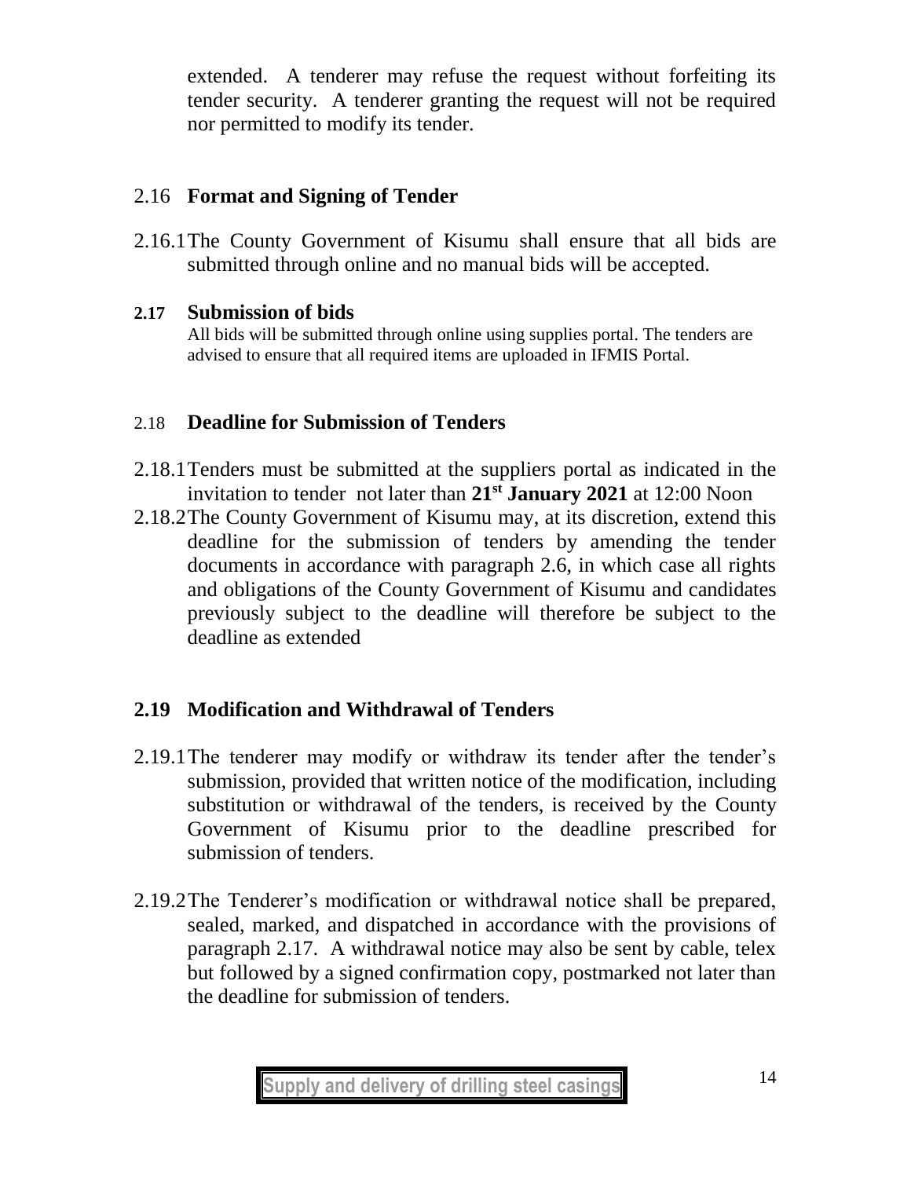extended. A tenderer may refuse the request without forfeiting its tender security. A tenderer granting the request will not be required nor permitted to modify its tender.

## 2.16 **Format and Signing of Tender**

2.16.1 The County Government of Kisumu shall ensure that all bids are submitted through online and no manual bids will be accepted.

## 2.17 **Submission of bids**

All bids will be submitted through online using supplies portal. The tenders are advised to ensure that all required items are uploaded in IFMIS Portal.

## 2.18 **Deadline for Submission of Tenders**

2.18.1 Tenders must be submitted at the suppliers portal as indicated in the invitation to tender not later than **21st January 2021** at 12:00 Noon

2.18.2 The County Government of Kisumu may, at its discretion, extend this deadline for the submission of tenders by amending the tender documents in accordance with paragraph 2.6, in which case all rights and obligations of the County Government of Kisumu and candidates previously subject to the deadline will therefore be subject to the deadline as extended

## 2.19 **Modification and Withdrawal of Tenders**

2.19.1 The tenderer may modify or withdraw its tender after the tender's submission, provided that written notice of the modification, including substitution or withdrawal of the tenders, is received by the County Government of Kisumu prior to the deadline prescribed for submission of tenders.

2.19.2 The Tenderer's modification or withdrawal notice shall be prepared, sealed, marked, and dispatched in accordance with the provisions of paragraph 2.17. A withdrawal notice may also be sent by cable, telex but followed by a signed confirmation copy, postmarked not later than the deadline for submission of tenders.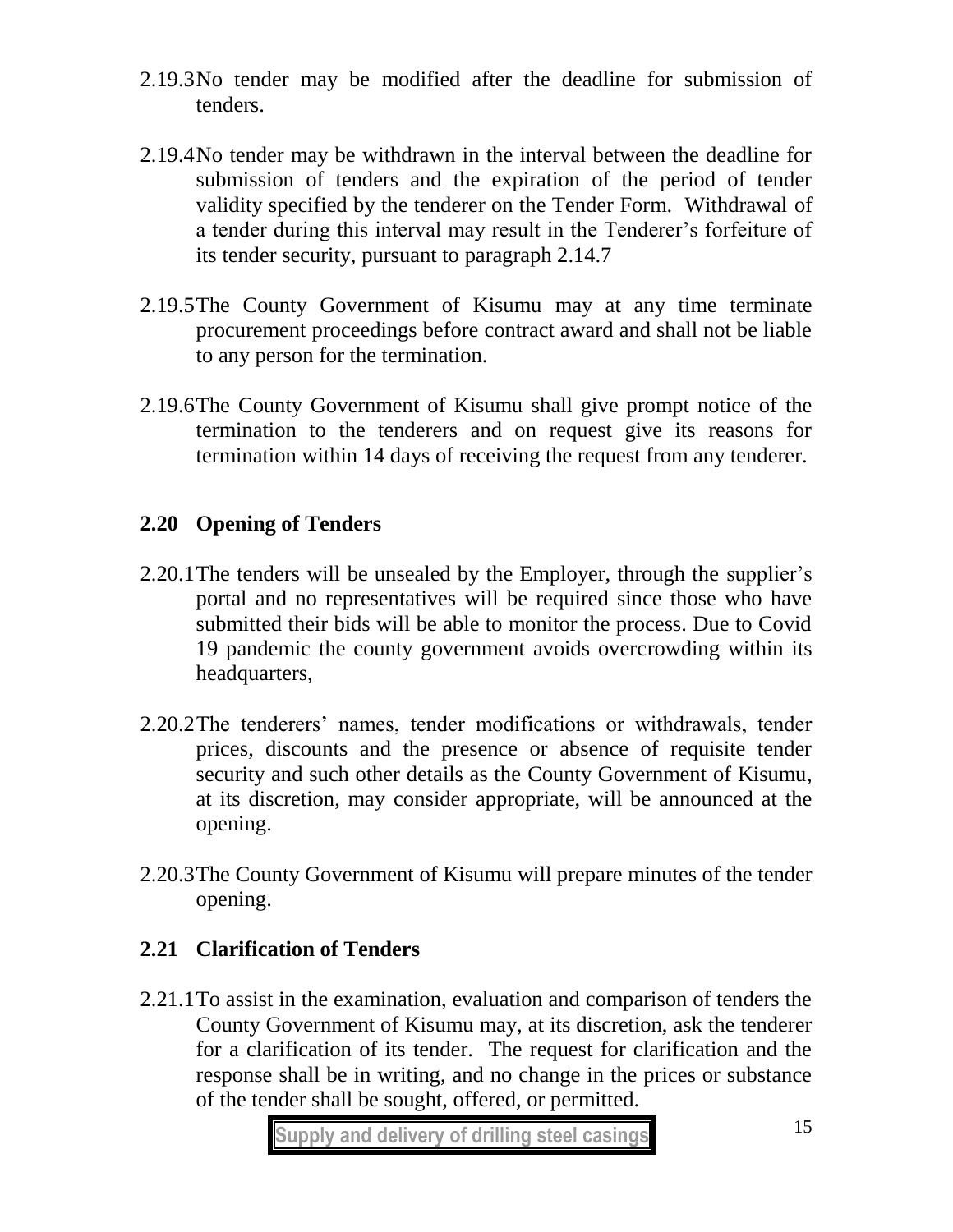2.19.3 No tender may be modified after the deadline for submission of tenders.

2.19.4 No tender may be withdrawn in the interval between the deadline for submission of tenders and the expiration of the period of tender validity specified by the tenderer on the Tender Form. Withdrawal of a tender during this interval may result in the Tenderer's forfeiture of its tender security, pursuant to paragraph 2.14.7

2.19.5 The County Government of Kisumu may at any time terminate procurement proceedings before contract award and shall not be liable to any person for the termination.

2.19.6 The County Government of Kisumu shall give prompt notice of the termination to the tenderers and on request give its reasons for termination within 14 days of receiving the request from any tenderer.

## 2.20 Opening of Tenders

2.20.1 The tenders will be unsealed by the Employer, through the supplier's portal and no representatives will be required since those who have submitted their bids will be able to monitor the process. Due to Covid 19 pandemic the county government avoids overcrowding within its headquarters,

2.20.2 The tenderers' names, tender modifications or withdrawals, tender prices, discounts and the presence or absence of requisite tender security and such other details as the County Government of Kisumu, at its discretion, may consider appropriate, will be announced at the opening.

2.20.3 The County Government of Kisumu will prepare minutes of the tender opening.

## 2.21 Clarification of Tenders

2.21.1 To assist in the examination, evaluation and comparison of tenders the County Government of Kisumu may, at its discretion, ask the tenderer for a clarification of its tender. The request for clarification and the response shall be in writing, and no change in the prices or substance of the tender shall be sought, offered, or permitted.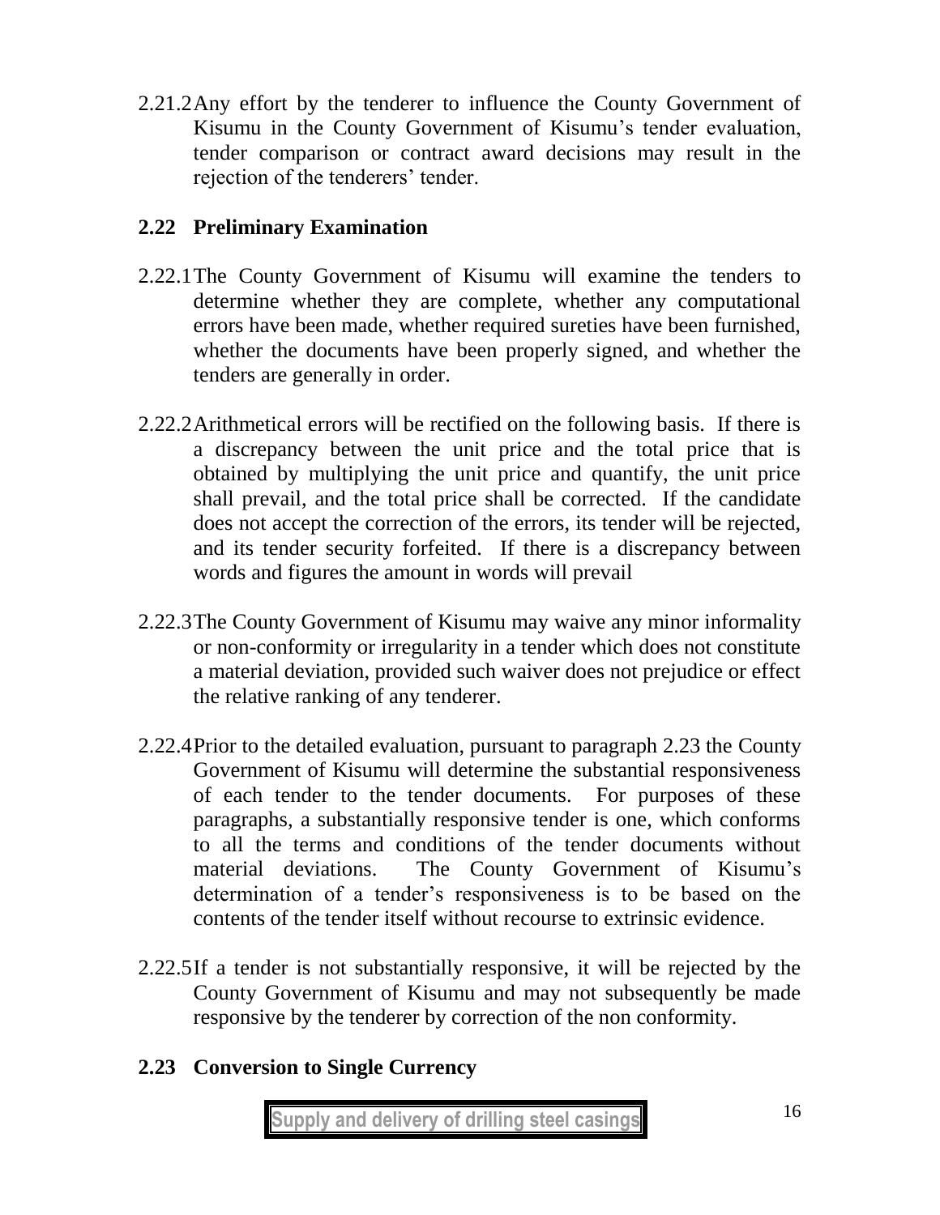2.21.2 Any effort by the tenderer to influence the County Government of Kisumu in the County Government of Kisumu's tender evaluation, tender comparison or contract award decisions may result in the rejection of the tenderers' tender.

## 2.22 Preliminary Examination

2.22.1 The County Government of Kisumu will examine the tenders to determine whether they are complete, whether any computational errors have been made, whether required sureties have been furnished, whether the documents have been properly signed, and whether the tenders are generally in order.

2.22.2 Arithmetical errors will be rectified on the following basis. If there is a discrepancy between the unit price and the total price that is obtained by multiplying the unit price and quantify, the unit price shall prevail, and the total price shall be corrected. If the candidate does not accept the correction of the errors, its tender will be rejected, and its tender security forfeited. If there is a discrepancy between words and figures the amount in words will prevail

2.22.3 The County Government of Kisumu may waive any minor informality or non-conformity or irregularity in a tender which does not constitute a material deviation, provided such waiver does not prejudice or effect the relative ranking of any tenderer.

2.22.4 Prior to the detailed evaluation, pursuant to paragraph 2.23 the County Government of Kisumu will determine the substantial responsiveness of each tender to the tender documents. For purposes of these paragraphs, a substantially responsive tender is one, which conforms to all the terms and conditions of the tender documents without material deviations. The County Government of Kisumu's determination of a tender's responsiveness is to be based on the contents of the tender itself without recourse to extrinsic evidence.

2.22.5 If a tender is not substantially responsive, it will be rejected by the County Government of Kisumu and may not subsequently be made responsive by the tenderer by correction of the non conformity.

## 2.23 Conversion to Single Currency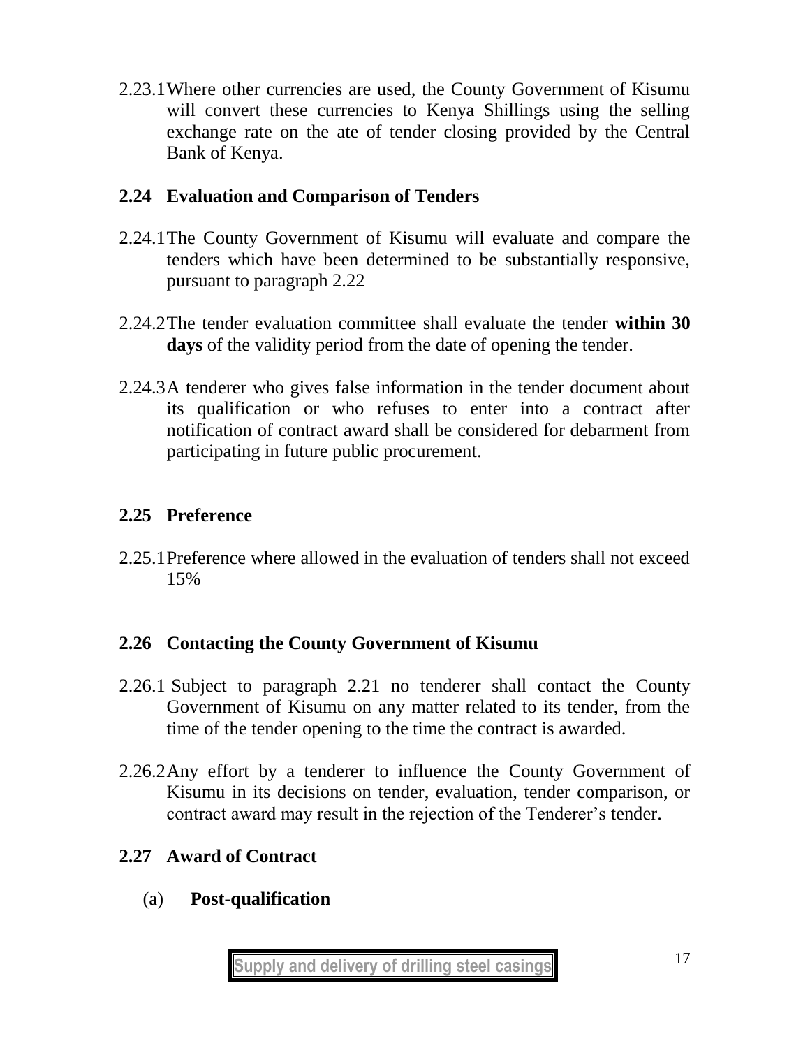2.23.1 Where other currencies are used, the County Government of Kisumu will convert these currencies to Kenya Shillings using the selling exchange rate on the ate of tender closing provided by the Central Bank of Kenya.

## 2.24 Evaluation and Comparison of Tenders

2.24.1 The County Government of Kisumu will evaluate and compare the tenders which have been determined to be substantially responsive, pursuant to paragraph 2.22

2.24.2 The tender evaluation committee shall evaluate the tender **within 30 days** of the validity period from the date of opening the tender.

2.24.3 A tenderer who gives false information in the tender document about its qualification or who refuses to enter into a contract after notification of contract award shall be considered for debarment from participating in future public procurement.

## 2.25 Preference

2.25.1 Preference where allowed in the evaluation of tenders shall not exceed 15%

## 2.26 Contacting the County Government of Kisumu

2.26.1 Subject to paragraph 2.21 no tenderer shall contact the County Government of Kisumu on any matter related to its tender, from the time of the tender opening to the time the contract is awarded.

2.26.2 Any effort by a tenderer to influence the County Government of Kisumu in its decisions on tender, evaluation, tender comparison, or contract award may result in the rejection of the Tenderer's tender.

## 2.27 Award of Contract

(a) **Post-qualification**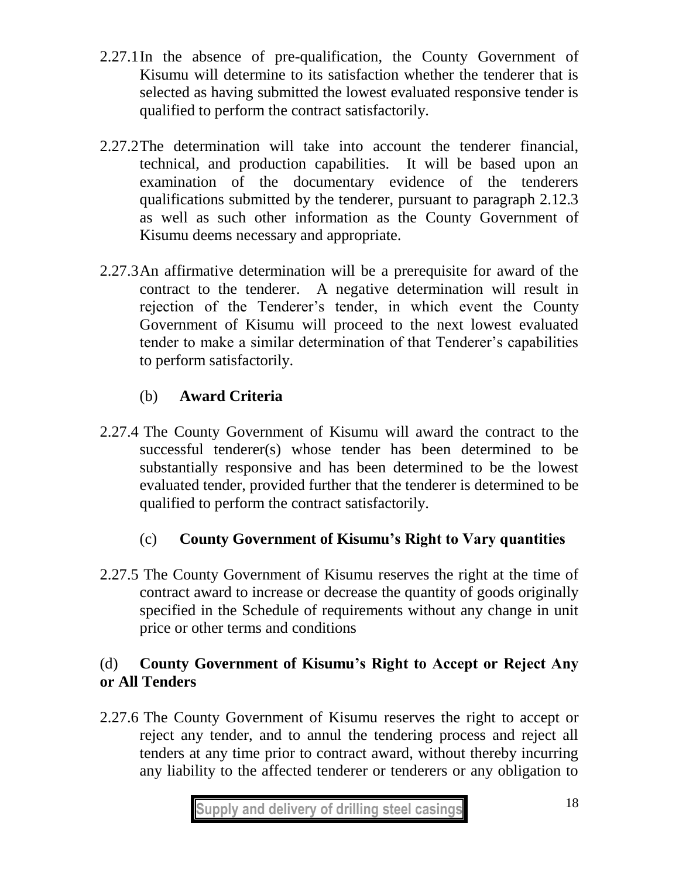2.27.1 In the absence of pre-qualification, the County Government of Kisumu will determine to its satisfaction whether the tenderer that is selected as having submitted the lowest evaluated responsive tender is qualified to perform the contract satisfactorily.

2.27.2 The determination will take into account the tenderer financial, technical, and production capabilities. It will be based upon an examination of the documentary evidence of the tenderers qualifications submitted by the tenderer, pursuant to paragraph 2.12.3 as well as such other information as the County Government of Kisumu deems necessary and appropriate.

2.27.3 An affirmative determination will be a prerequisite for award of the contract to the tenderer. A negative determination will result in rejection of the Tenderer's tender, in which event the County Government of Kisumu will proceed to the next lowest evaluated tender to make a similar determination of that Tenderer's capabilities to perform satisfactorily.

(b) **Award Criteria**

2.27.4 The County Government of Kisumu will award the contract to the successful tenderer(s) whose tender has been determined to be substantially responsive and has been determined to be the lowest evaluated tender, provided further that the tenderer is determined to be qualified to perform the contract satisfactorily.

(c) **County Government of Kisumu's Right to Vary quantities**

2.27.5 The County Government of Kisumu reserves the right at the time of contract award to increase or decrease the quantity of goods originally specified in the Schedule of requirements without any change in unit price or other terms and conditions

(d) **County Government of Kisumu's Right to Accept or Reject Any or All Tenders**

2.27.6 The County Government of Kisumu reserves the right to accept or reject any tender, and to annul the tendering process and reject all tenders at any time prior to contract award, without thereby incurring any liability to the affected tenderer or tenderers or any obligation to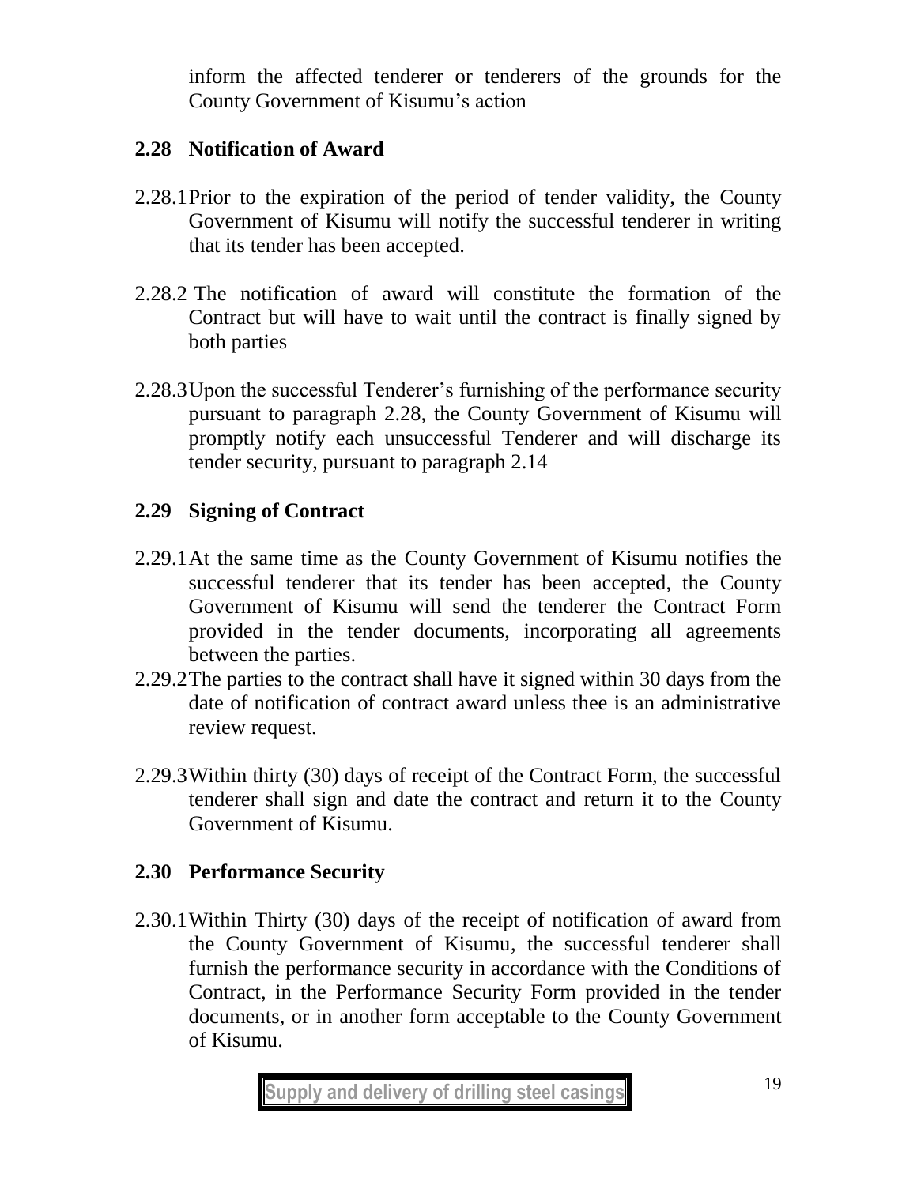inform the affected tenderer or tenderers of the grounds for the County Government of Kisumu's action

### 2.28 Notification of Award

2.28.1 Prior to the expiration of the period of tender validity, the County Government of Kisumu will notify the successful tenderer in writing that its tender has been accepted.

2.28.2 The notification of award will constitute the formation of the Contract but will have to wait until the contract is finally signed by both parties

2.28.3 Upon the successful Tenderer's furnishing of the performance security pursuant to paragraph 2.28, the County Government of Kisumu will promptly notify each unsuccessful Tenderer and will discharge its tender security, pursuant to paragraph 2.14

### 2.29 Signing of Contract

2.29.1 At the same time as the County Government of Kisumu notifies the successful tenderer that its tender has been accepted, the County Government of Kisumu will send the tenderer the Contract Form provided in the tender documents, incorporating all agreements between the parties.

2.29.2 The parties to the contract shall have it signed within 30 days from the date of notification of contract award unless thee is an administrative review request.

2.29.3 Within thirty (30) days of receipt of the Contract Form, the successful tenderer shall sign and date the contract and return it to the County Government of Kisumu.

### 2.30 Performance Security

2.30.1 Within Thirty (30) days of the receipt of notification of award from the County Government of Kisumu, the successful tenderer shall furnish the performance security in accordance with the Conditions of Contract, in the Performance Security Form provided in the tender documents, or in another form acceptable to the County Government of Kisumu.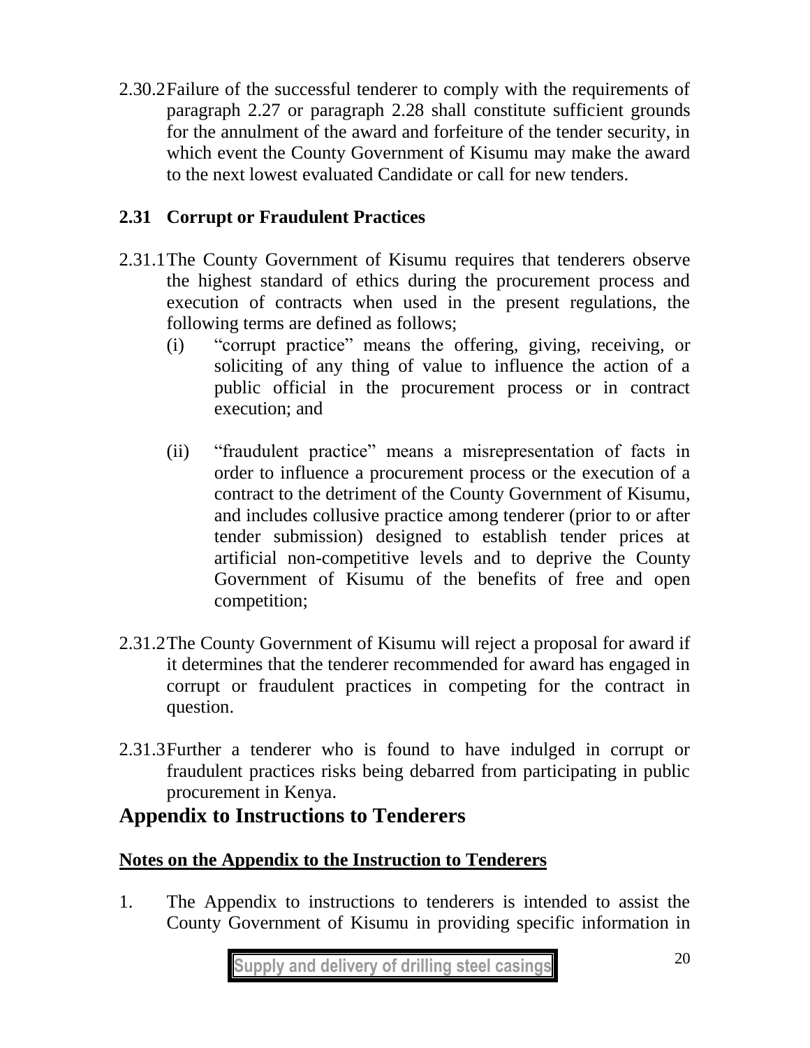2.30.2 Failure of the successful tenderer to comply with the requirements of paragraph 2.27 or paragraph 2.28 shall constitute sufficient grounds for the annulment of the award and forfeiture of the tender security, in which event the County Government of Kisumu may make the award to the next lowest evaluated Candidate or call for new tenders.

### 2.31 Corrupt or Fraudulent Practices

2.31.1 The County Government of Kisumu requires that tenderers observe the highest standard of ethics during the procurement process and execution of contracts when used in the present regulations, the following terms are defined as follows;

- (i) "corrupt practice" means the offering, giving, receiving, or soliciting of any thing of value to influence the action of a public official in the procurement process or in contract execution; and

- (ii) "fraudulent practice" means a misrepresentation of facts in order to influence a procurement process or the execution of a contract to the detriment of the County Government of Kisumu, and includes collusive practice among tenderer (prior to or after tender submission) designed to establish tender prices at artificial non-competitive levels and to deprive the County Government of Kisumu of the benefits of free and open competition;

2.31.2 The County Government of Kisumu will reject a proposal for award if it determines that the tenderer recommended for award has engaged in corrupt or fraudulent practices in competing for the contract in question.

2.31.3 Further a tenderer who is found to have indulged in corrupt or fraudulent practices risks being debarred from participating in public procurement in Kenya.

## Appendix to Instructions to Tenderers

**Notes on the Appendix to the Instruction to Tenderers**

1. The Appendix to instructions to tenderers is intended to assist the County Government of Kisumu in providing specific information in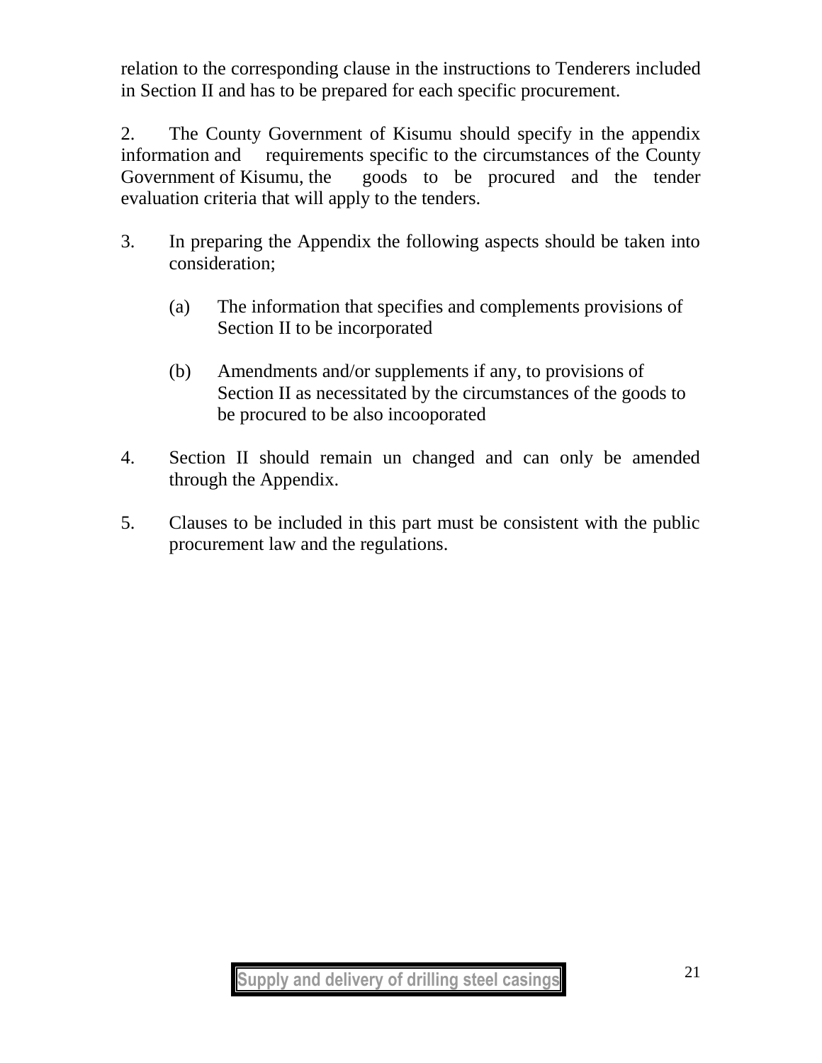relation to the corresponding clause in the instructions to Tenderers included in Section II and has to be prepared for each specific procurement.

2. The County Government of Kisumu should specify in the appendix information and requirements specific to the circumstances of the County Government of Kisumu, the goods to be procured and the tender evaluation criteria that will apply to the tenders.

3. In preparing the Appendix the following aspects should be taken into consideration;

   (a) The information that specifies and complements provisions of Section II to be incorporated

   (b) Amendments and/or supplements if any, to provisions of Section II as necessitated by the circumstances of the goods to be procured to be also incooporated

4. Section II should remain un changed and can only be amended through the Appendix.

5. Clauses to be included in this part must be consistent with the public procurement law and the regulations.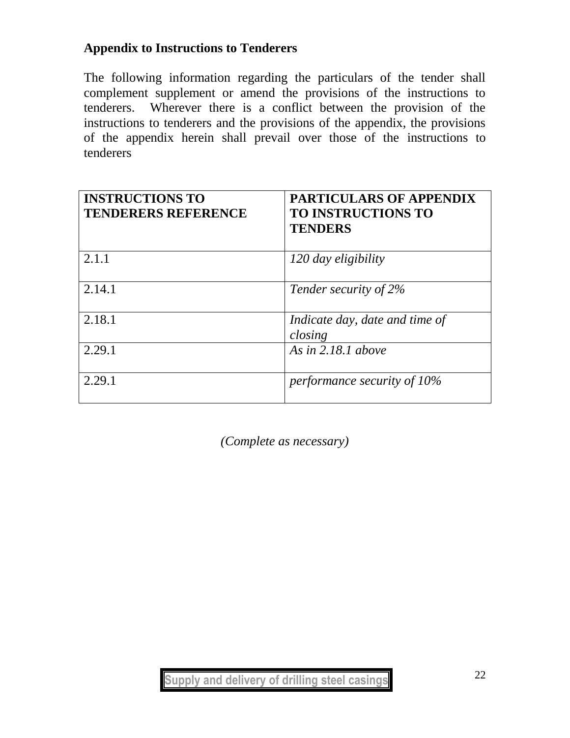**Appendix to Instructions to Tenderers**

The following information regarding the particulars of the tender shall complement supplement or amend the provisions of the instructions to tenderers. Wherever there is a conflict between the provision of the instructions to tenderers and the provisions of the appendix, the provisions of the appendix herein shall prevail over those of the instructions to tenderers

| INSTRUCTIONS TO TENDERERS REFERENCE | PARTICULARS OF APPENDIX TO INSTRUCTIONS TO TENDERS |
|---|---|
| 2.1.1 | *120 day eligibility* |
| 2.14.1 | *Tender security of 2%* |
| 2.18.1 | *Indicate day, date and time of closing* |
| 2.29.1 | *As in 2.18.1 above* |
| 2.29.1 | *performance security of 10%* |

*(Complete as necessary)*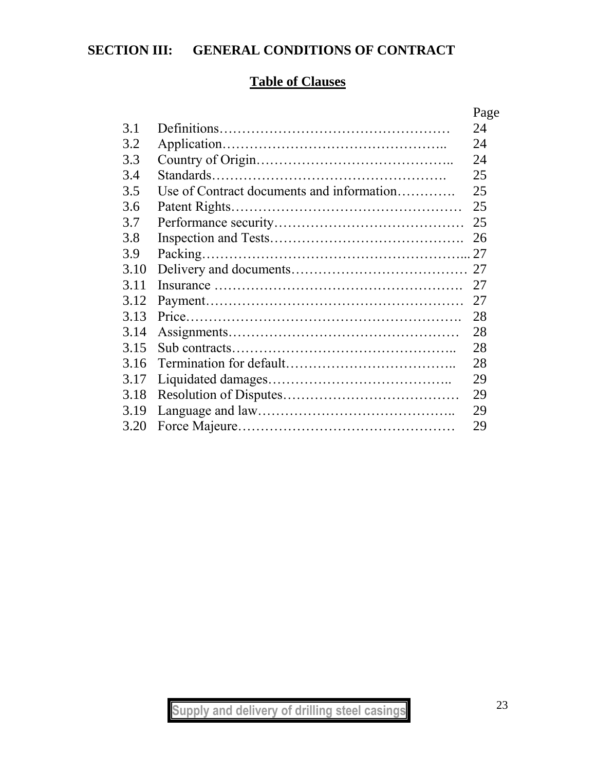## SECTION III: GENERAL CONDITIONS OF CONTRACT

### Table of Clauses

| | | Page |
|---|---|---|
| 3.1 | Definitions | 24 |
| 3.2 | Application | 24 |
| 3.3 | Country of Origin | 24 |
| 3.4 | Standards | 25 |
| 3.5 | Use of Contract documents and information | 25 |
| 3.6 | Patent Rights | 25 |
| 3.7 | Performance security | 25 |
| 3.8 | Inspection and Tests | 26 |
| 3.9 | Packing | 27 |
| 3.10 | Delivery and documents | 27 |
| 3.11 | Insurance | 27 |
| 3.12 | Payment | 27 |
| 3.13 | Price | 28 |
| 3.14 | Assignments | 28 |
| 3.15 | Sub contracts | 28 |
| 3.16 | Termination for default | 28 |
| 3.17 | Liquidated damages | 29 |
| 3.18 | Resolution of Disputes | 29 |
| 3.19 | Language and law | 29 |
| 3.20 | Force Majeure | 29 |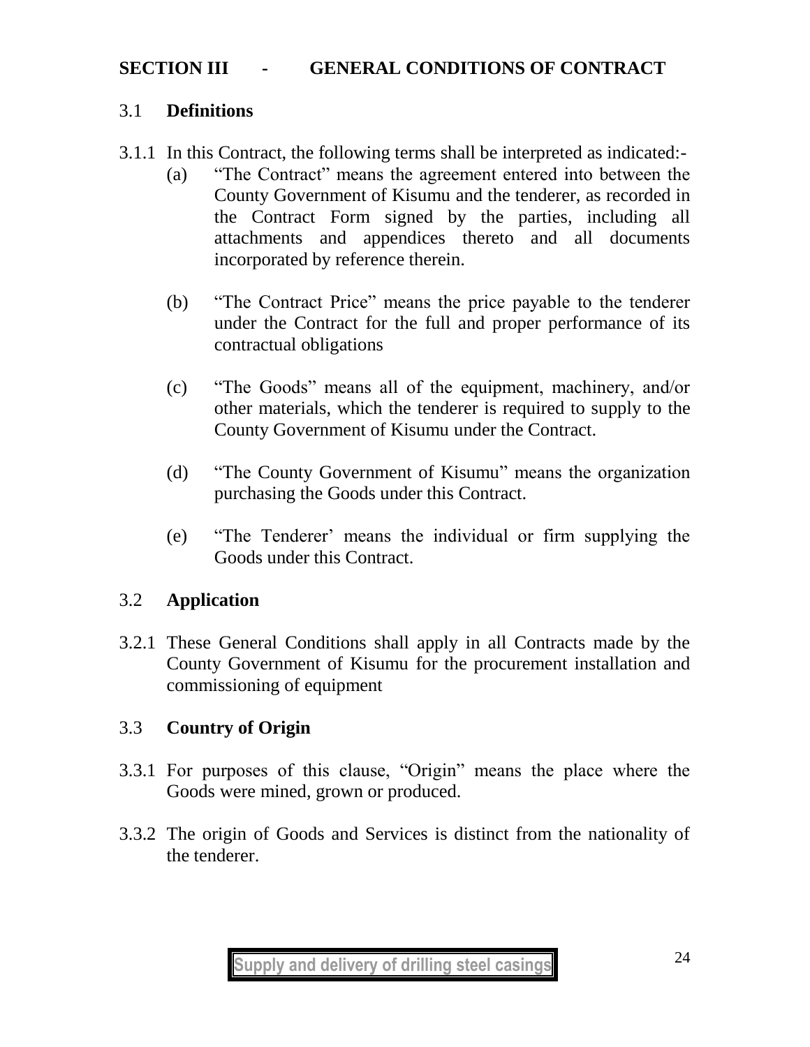## SECTION III - GENERAL CONDITIONS OF CONTRACT

### 3.1 Definitions

3.1.1 In this Contract, the following terms shall be interpreted as indicated:-

(a) "The Contract" means the agreement entered into between the County Government of Kisumu and the tenderer, as recorded in the Contract Form signed by the parties, including all attachments and appendices thereto and all documents incorporated by reference therein.

(b) "The Contract Price" means the price payable to the tenderer under the Contract for the full and proper performance of its contractual obligations

(c) "The Goods" means all of the equipment, machinery, and/or other materials, which the tenderer is required to supply to the County Government of Kisumu under the Contract.

(d) "The County Government of Kisumu" means the organization purchasing the Goods under this Contract.

(e) "The Tenderer' means the individual or firm supplying the Goods under this Contract.

### 3.2 Application

3.2.1 These General Conditions shall apply in all Contracts made by the County Government of Kisumu for the procurement installation and commissioning of equipment

### 3.3 Country of Origin

3.3.1 For purposes of this clause, "Origin" means the place where the Goods were mined, grown or produced.

3.3.2 The origin of Goods and Services is distinct from the nationality of the tenderer.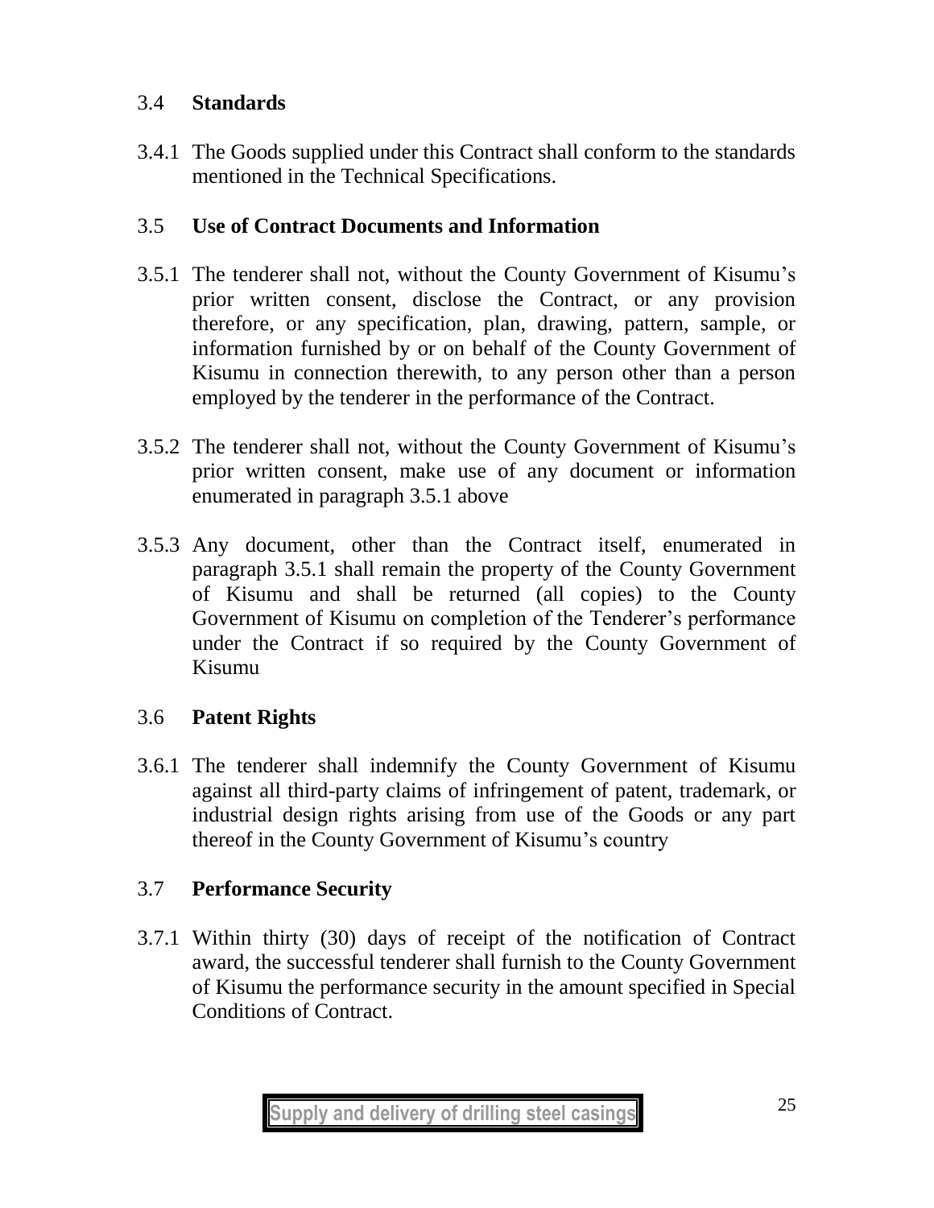## 3.4 **Standards**

3.4.1 The Goods supplied under this Contract shall conform to the standards mentioned in the Technical Specifications.

## 3.5 **Use of Contract Documents and Information**

3.5.1 The tenderer shall not, without the County Government of Kisumu's prior written consent, disclose the Contract, or any provision therefore, or any specification, plan, drawing, pattern, sample, or information furnished by or on behalf of the County Government of Kisumu in connection therewith, to any person other than a person employed by the tenderer in the performance of the Contract.

3.5.2 The tenderer shall not, without the County Government of Kisumu's prior written consent, make use of any document or information enumerated in paragraph 3.5.1 above

3.5.3 Any document, other than the Contract itself, enumerated in paragraph 3.5.1 shall remain the property of the County Government of Kisumu and shall be returned (all copies) to the County Government of Kisumu on completion of the Tenderer's performance under the Contract if so required by the County Government of Kisumu

## 3.6 **Patent Rights**

3.6.1 The tenderer shall indemnify the County Government of Kisumu against all third-party claims of infringement of patent, trademark, or industrial design rights arising from use of the Goods or any part thereof in the County Government of Kisumu's country

## 3.7 **Performance Security**

3.7.1 Within thirty (30) days of receipt of the notification of Contract award, the successful tenderer shall furnish to the County Government of Kisumu the performance security in the amount specified in Special Conditions of Contract.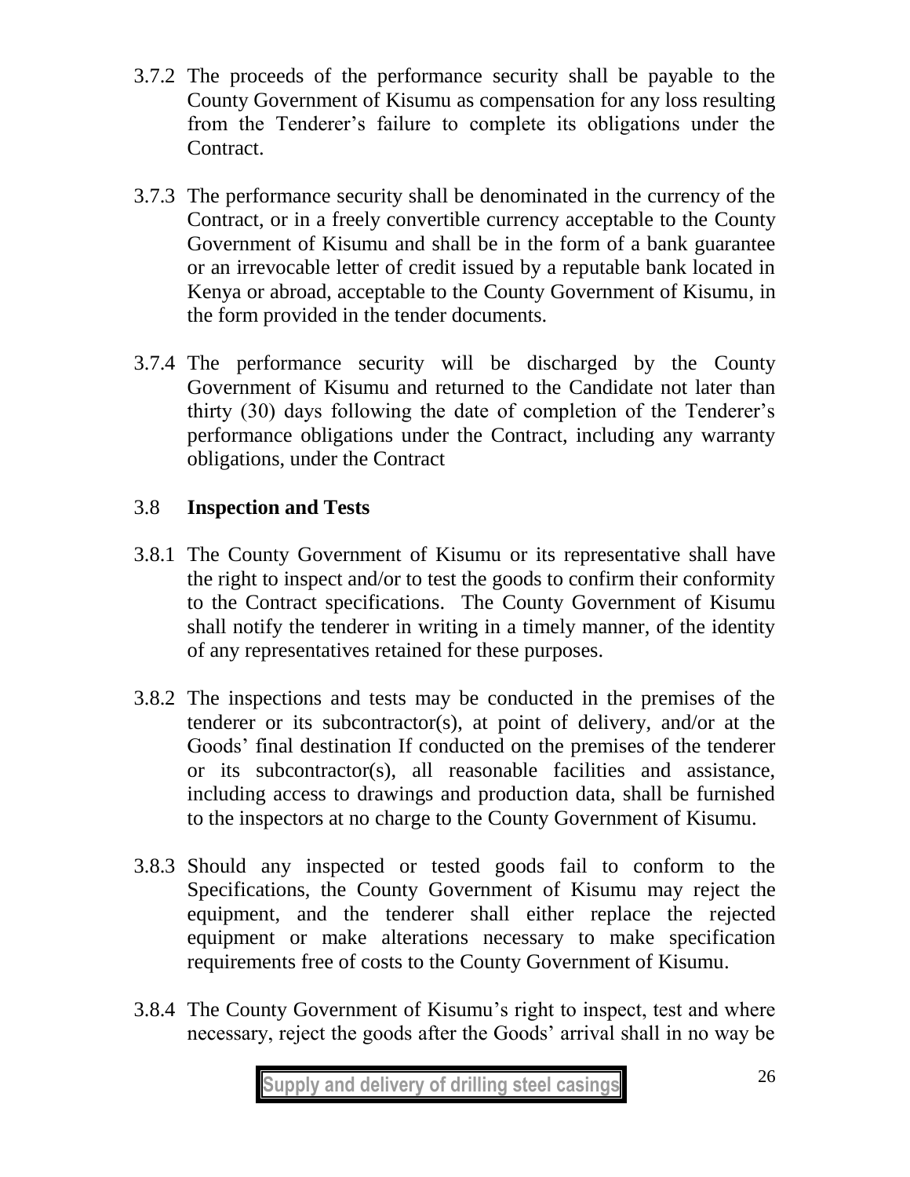3.7.2 The proceeds of the performance security shall be payable to the County Government of Kisumu as compensation for any loss resulting from the Tenderer's failure to complete its obligations under the Contract.

3.7.3 The performance security shall be denominated in the currency of the Contract, or in a freely convertible currency acceptable to the County Government of Kisumu and shall be in the form of a bank guarantee or an irrevocable letter of credit issued by a reputable bank located in Kenya or abroad, acceptable to the County Government of Kisumu, in the form provided in the tender documents.

3.7.4 The performance security will be discharged by the County Government of Kisumu and returned to the Candidate not later than thirty (30) days following the date of completion of the Tenderer's performance obligations under the Contract, including any warranty obligations, under the Contract

### 3.8 Inspection and Tests

3.8.1 The County Government of Kisumu or its representative shall have the right to inspect and/or to test the goods to confirm their conformity to the Contract specifications. The County Government of Kisumu shall notify the tenderer in writing in a timely manner, of the identity of any representatives retained for these purposes.

3.8.2 The inspections and tests may be conducted in the premises of the tenderer or its subcontractor(s), at point of delivery, and/or at the Goods' final destination If conducted on the premises of the tenderer or its subcontractor(s), all reasonable facilities and assistance, including access to drawings and production data, shall be furnished to the inspectors at no charge to the County Government of Kisumu.

3.8.3 Should any inspected or tested goods fail to conform to the Specifications, the County Government of Kisumu may reject the equipment, and the tenderer shall either replace the rejected equipment or make alterations necessary to make specification requirements free of costs to the County Government of Kisumu.

3.8.4 The County Government of Kisumu's right to inspect, test and where necessary, reject the goods after the Goods' arrival shall in no way be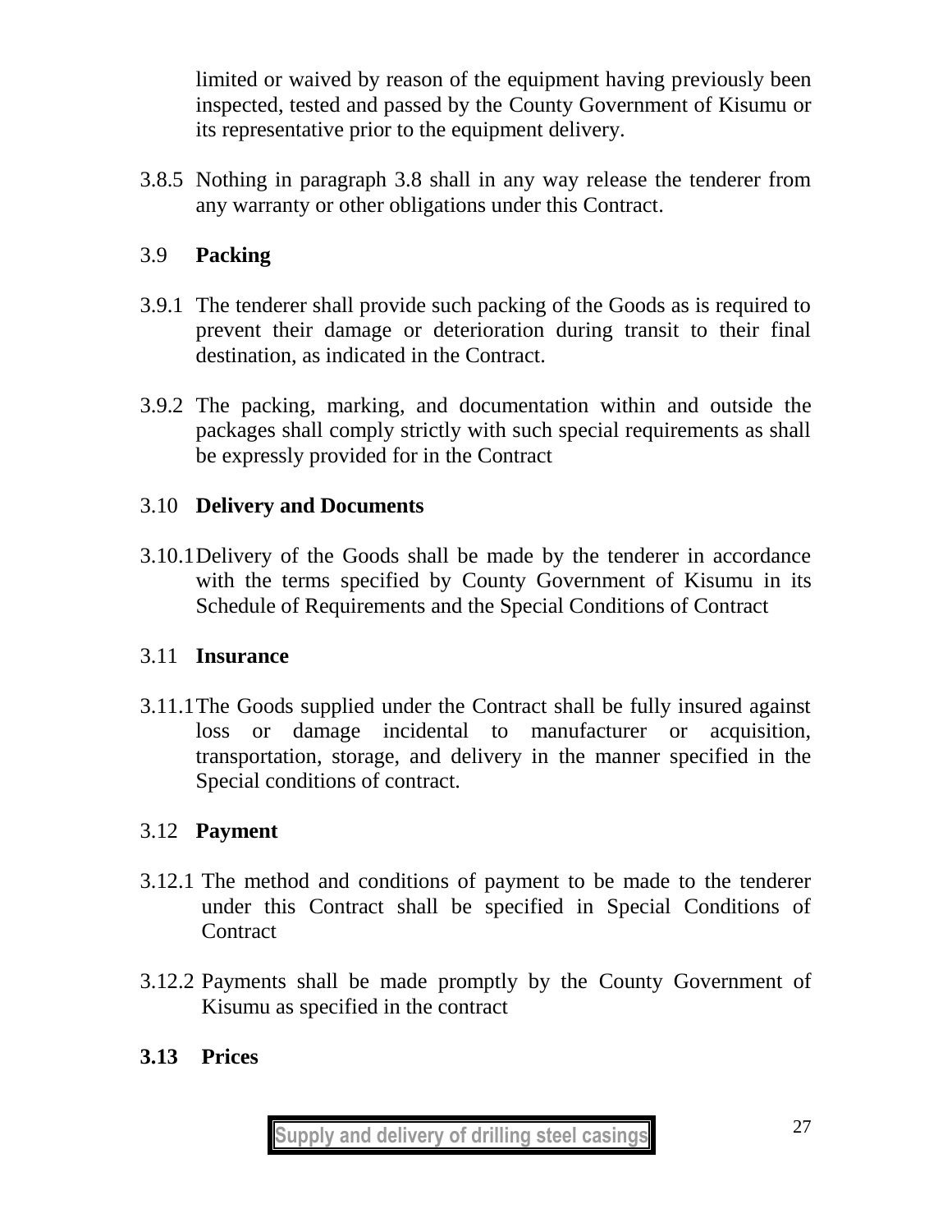limited or waived by reason of the equipment having previously been inspected, tested and passed by the County Government of Kisumu or its representative prior to the equipment delivery.

3.8.5 Nothing in paragraph 3.8 shall in any way release the tenderer from any warranty or other obligations under this Contract.

3.9 **Packing**

3.9.1 The tenderer shall provide such packing of the Goods as is required to prevent their damage or deterioration during transit to their final destination, as indicated in the Contract.

3.9.2 The packing, marking, and documentation within and outside the packages shall comply strictly with such special requirements as shall be expressly provided for in the Contract

3.10 **Delivery and Documents**

3.10.1 Delivery of the Goods shall be made by the tenderer in accordance with the terms specified by County Government of Kisumu in its Schedule of Requirements and the Special Conditions of Contract

3.11 **Insurance**

3.11.1 The Goods supplied under the Contract shall be fully insured against loss or damage incidental to manufacturer or acquisition, transportation, storage, and delivery in the manner specified in the Special conditions of contract.

3.12 **Payment**

3.12.1 The method and conditions of payment to be made to the tenderer under this Contract shall be specified in Special Conditions of Contract

3.12.2 Payments shall be made promptly by the County Government of Kisumu as specified in the contract

**3.13 Prices**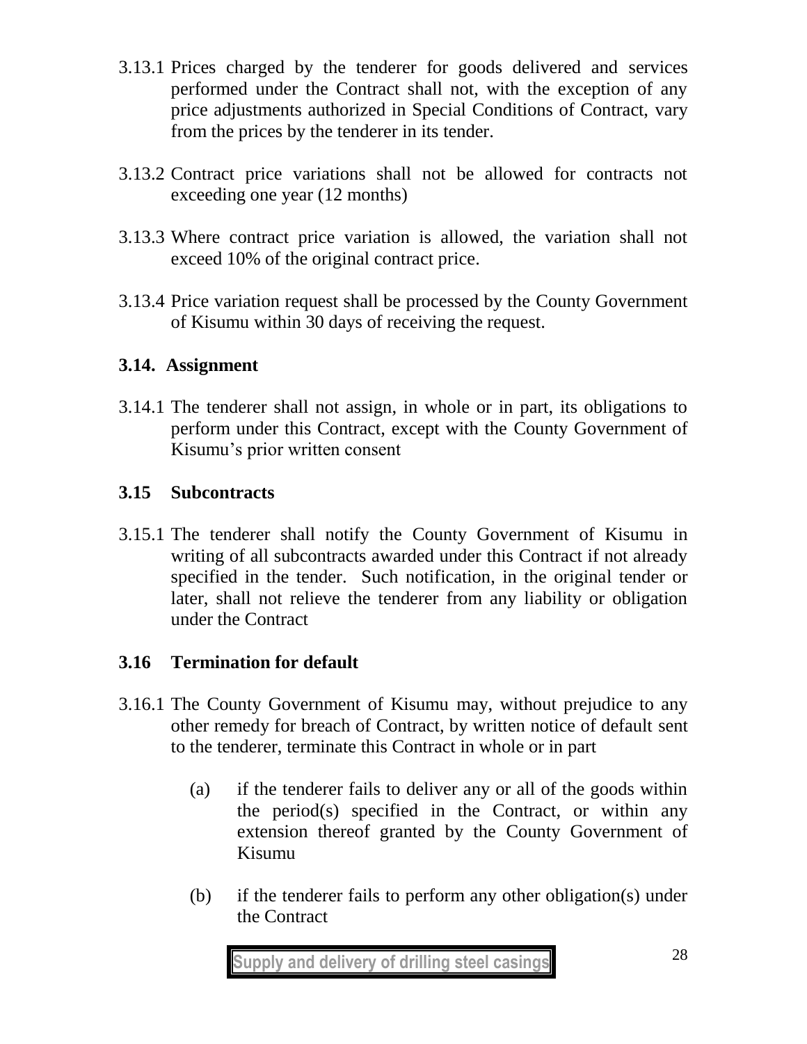3.13.1 Prices charged by the tenderer for goods delivered and services performed under the Contract shall not, with the exception of any price adjustments authorized in Special Conditions of Contract, vary from the prices by the tenderer in its tender.

3.13.2 Contract price variations shall not be allowed for contracts not exceeding one year (12 months)

3.13.3 Where contract price variation is allowed, the variation shall not exceed 10% of the original contract price.

3.13.4 Price variation request shall be processed by the County Government of Kisumu within 30 days of receiving the request.

### 3.14. Assignment

3.14.1 The tenderer shall not assign, in whole or in part, its obligations to perform under this Contract, except with the County Government of Kisumu's prior written consent

### 3.15 Subcontracts

3.15.1 The tenderer shall notify the County Government of Kisumu in writing of all subcontracts awarded under this Contract if not already specified in the tender. Such notification, in the original tender or later, shall not relieve the tenderer from any liability or obligation under the Contract

### 3.16 Termination for default

3.16.1 The County Government of Kisumu may, without prejudice to any other remedy for breach of Contract, by written notice of default sent to the tenderer, terminate this Contract in whole or in part

(a) if the tenderer fails to deliver any or all of the goods within the period(s) specified in the Contract, or within any extension thereof granted by the County Government of Kisumu

(b) if the tenderer fails to perform any other obligation(s) under the Contract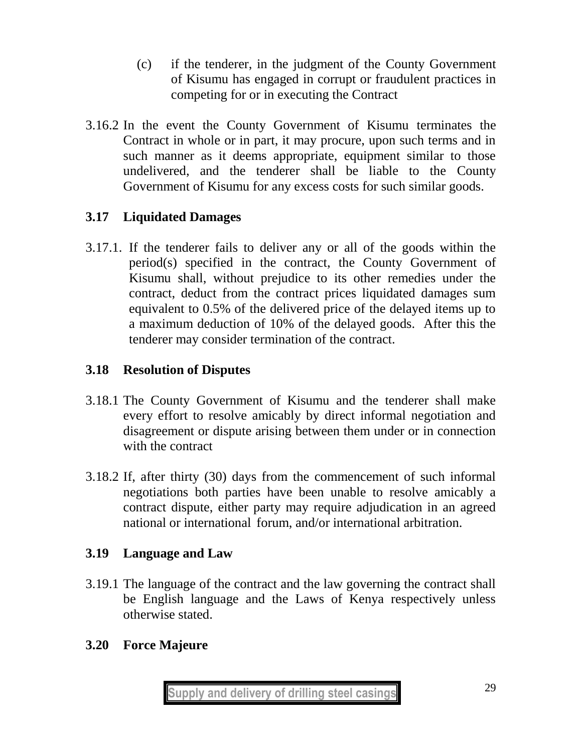(c) if the tenderer, in the judgment of the County Government of Kisumu has engaged in corrupt or fraudulent practices in competing for or in executing the Contract

3.16.2 In the event the County Government of Kisumu terminates the Contract in whole or in part, it may procure, upon such terms and in such manner as it deems appropriate, equipment similar to those undelivered, and the tenderer shall be liable to the County Government of Kisumu for any excess costs for such similar goods.

### 3.17 Liquidated Damages

3.17.1. If the tenderer fails to deliver any or all of the goods within the period(s) specified in the contract, the County Government of Kisumu shall, without prejudice to its other remedies under the contract, deduct from the contract prices liquidated damages sum equivalent to 0.5% of the delivered price of the delayed items up to a maximum deduction of 10% of the delayed goods. After this the tenderer may consider termination of the contract.

### 3.18 Resolution of Disputes

3.18.1 The County Government of Kisumu and the tenderer shall make every effort to resolve amicably by direct informal negotiation and disagreement or dispute arising between them under or in connection with the contract

3.18.2 If, after thirty (30) days from the commencement of such informal negotiations both parties have been unable to resolve amicably a contract dispute, either party may require adjudication in an agreed national or international forum, and/or international arbitration.

### 3.19 Language and Law

3.19.1 The language of the contract and the law governing the contract shall be English language and the Laws of Kenya respectively unless otherwise stated.

### 3.20 Force Majeure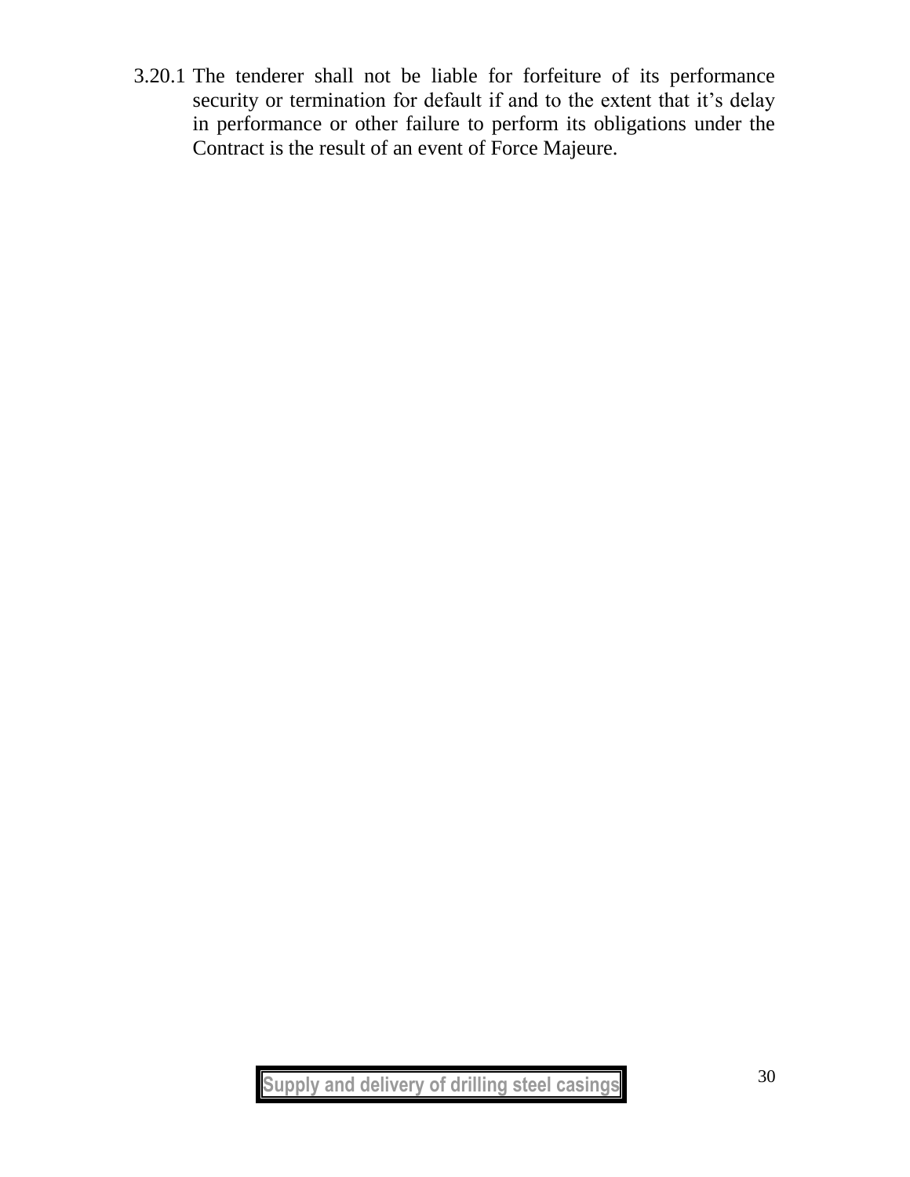3.20.1 The tenderer shall not be liable for forfeiture of its performance security or termination for default if and to the extent that it's delay in performance or other failure to perform its obligations under the Contract is the result of an event of Force Majeure.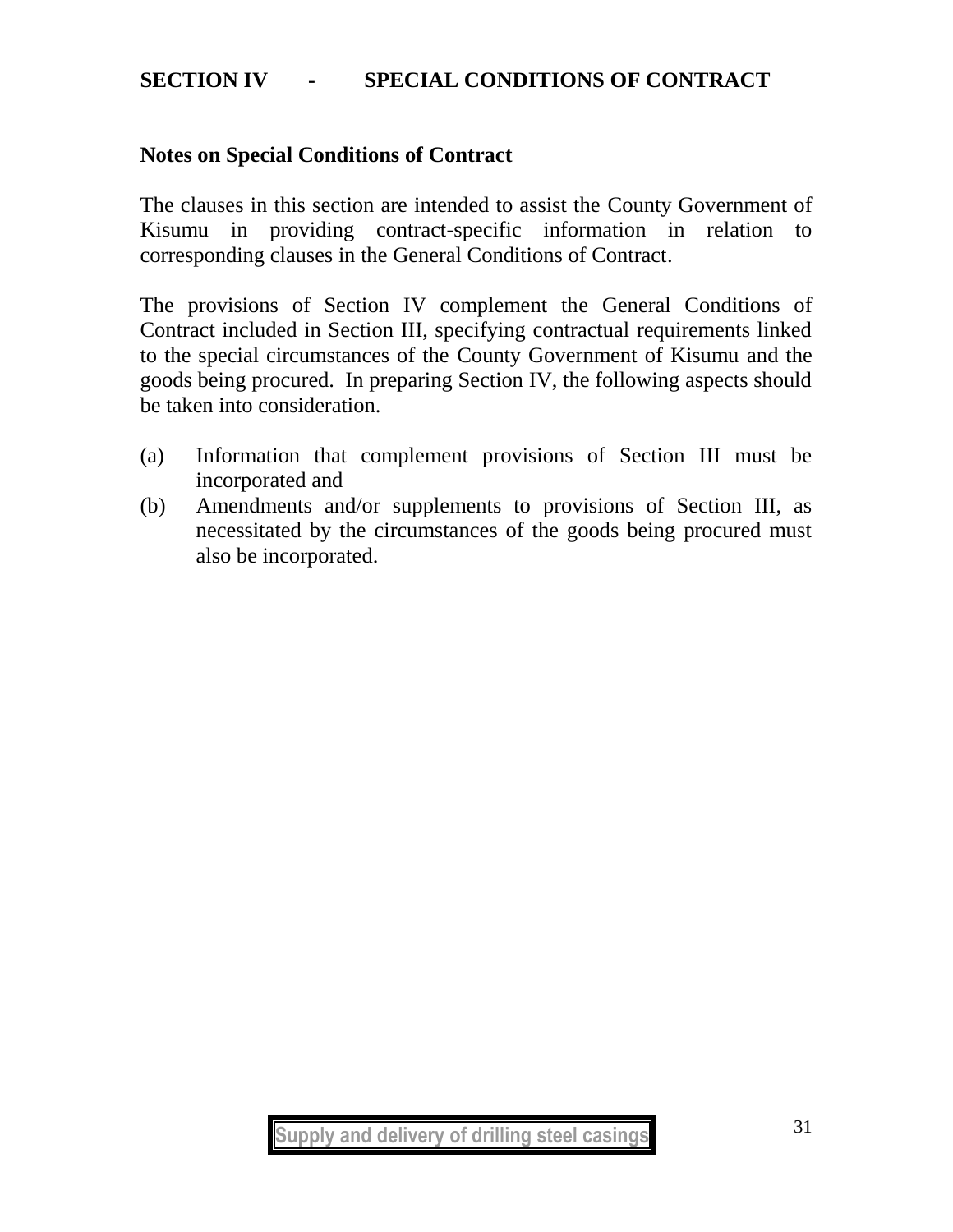# SECTION IV - SPECIAL CONDITIONS OF CONTRACT

**Notes on Special Conditions of Contract**

The clauses in this section are intended to assist the County Government of Kisumu in providing contract-specific information in relation to corresponding clauses in the General Conditions of Contract.

The provisions of Section IV complement the General Conditions of Contract included in Section III, specifying contractual requirements linked to the special circumstances of the County Government of Kisumu and the goods being procured. In preparing Section IV, the following aspects should be taken into consideration.

(a) Information that complement provisions of Section III must be incorporated and

(b) Amendments and/or supplements to provisions of Section III, as necessitated by the circumstances of the goods being procured must also be incorporated.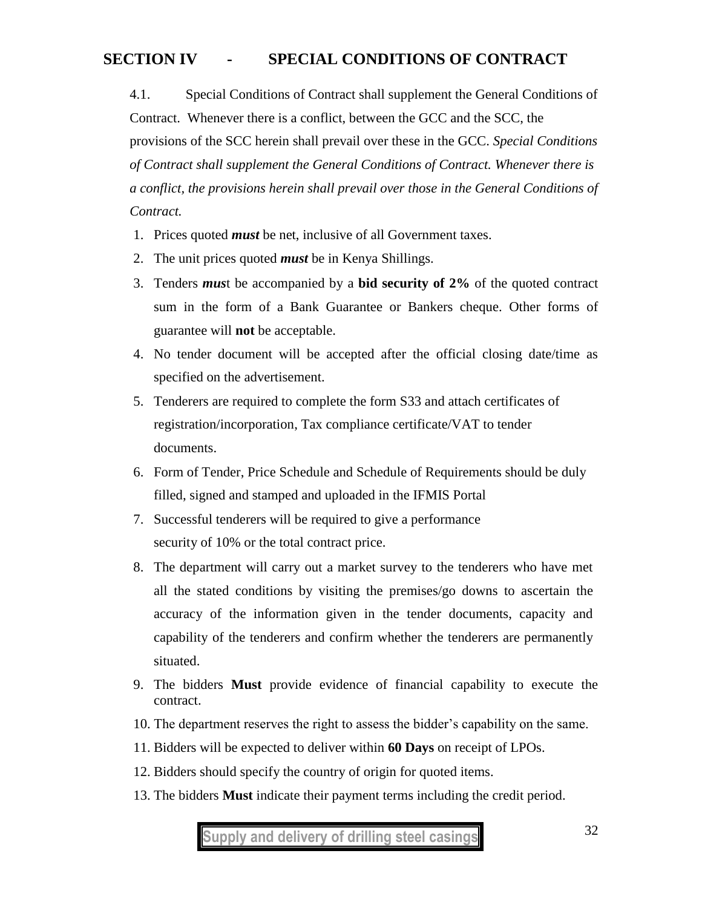# SECTION IV - SPECIAL CONDITIONS OF CONTRACT

4.1. Special Conditions of Contract shall supplement the General Conditions of Contract. Whenever there is a conflict, between the GCC and the SCC, the provisions of the SCC herein shall prevail over these in the GCC. *Special Conditions of Contract shall supplement the General Conditions of Contract. Whenever there is a conflict, the provisions herein shall prevail over those in the General Conditions of Contract.*

1. Prices quoted ***must*** be net, inclusive of all Government taxes.
2. The unit prices quoted ***must*** be in Kenya Shillings.
3. Tenders ***mus***t be accompanied by a **bid security of 2%** of the quoted contract sum in the form of a Bank Guarantee or Bankers cheque. Other forms of guarantee will **not** be acceptable.
4. No tender document will be accepted after the official closing date/time as specified on the advertisement.
5. Tenderers are required to complete the form S33 and attach certificates of registration/incorporation, Tax compliance certificate/VAT to tender documents.
6. Form of Tender, Price Schedule and Schedule of Requirements should be duly filled, signed and stamped and uploaded in the IFMIS Portal
7. Successful tenderers will be required to give a performance security of 10% or the total contract price.
8. The department will carry out a market survey to the tenderers who have met all the stated conditions by visiting the premises/go downs to ascertain the accuracy of the information given in the tender documents, capacity and capability of the tenderers and confirm whether the tenderers are permanently situated.
9. The bidders **Must** provide evidence of financial capability to execute the contract.
10. The department reserves the right to assess the bidder's capability on the same.
11. Bidders will be expected to deliver within **60 Days** on receipt of LPOs.
12. Bidders should specify the country of origin for quoted items.
13. The bidders **Must** indicate their payment terms including the credit period.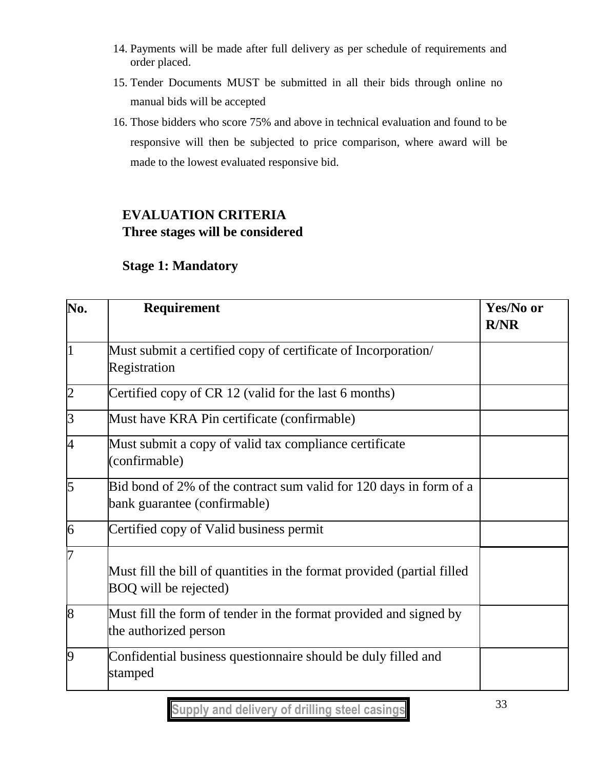14. Payments will be made after full delivery as per schedule of requirements and order placed.
15. Tender Documents MUST be submitted in all their bids through online no manual bids will be accepted
16. Those bidders who score 75% and above in technical evaluation and found to be responsive will then be subjected to price comparison, where award will be made to the lowest evaluated responsive bid.

## EVALUATION CRITERIA
## Three stages will be considered

### Stage 1: Mandatory

| No. | Requirement | Yes/No or R/NR |
|---|---|---|
| 1 | Must submit a certified copy of certificate of Incorporation/ Registration | |
| 2 | Certified copy of CR 12 (valid for the last 6 months) | |
| 3 | Must have KRA Pin certificate (confirmable) | |
| 4 | Must submit a copy of valid tax compliance certificate (confirmable) | |
| 5 | Bid bond of 2% of the contract sum valid for 120 days in form of a bank guarantee (confirmable) | |
| 6 | Certified copy of Valid business permit | |
| 7 | Must fill the bill of quantities in the format provided (partial filled BOQ will be rejected) | |
| 8 | Must fill the form of tender in the format provided and signed by the authorized person | |
| 9 | Confidential business questionnaire should be duly filled and stamped | |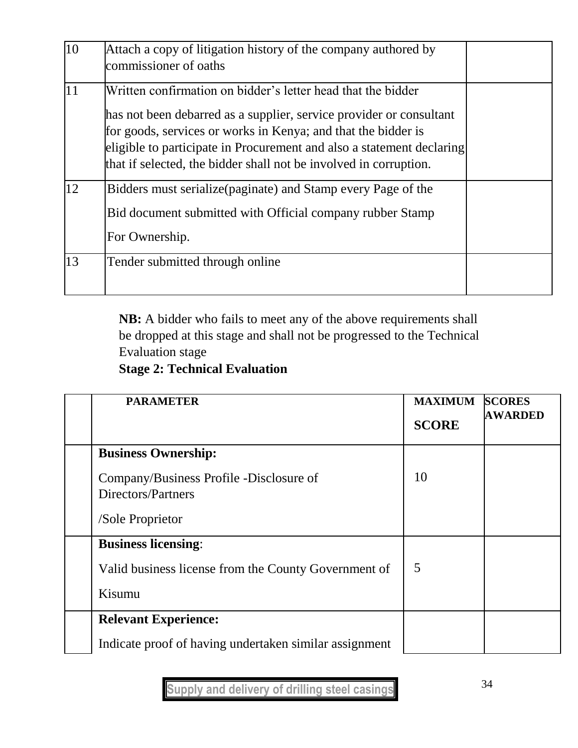| | | |
|---|---|---|
| 10 | Attach a copy of litigation history of the company authored by commissioner of oaths | |
| 11 | Written confirmation on bidder's letter head that the bidder has not been debarred as a supplier, service provider or consultant for goods, services or works in Kenya; and that the bidder is eligible to participate in Procurement and also a statement declaring that if selected, the bidder shall not be involved in corruption. | |
| 12 | Bidders must serialize(paginate) and Stamp every Page of the Bid document submitted with Official company rubber Stamp For Ownership. | |
| 13 | Tender submitted through online | |

**NB:** A bidder who fails to meet any of the above requirements shall be dropped at this stage and shall not be progressed to the Technical Evaluation stage

**Stage 2: Technical Evaluation**

| | PARAMETER | MAXIMUM SCORE | SCORES AWARDED |
|---|---|---|---|
| | **Business Ownership:** Company/Business Profile -Disclosure of Directors/Partners /Sole Proprietor | 10 | |
| | **Business licensing**: Valid business license from the County Government of Kisumu | 5 | |
| | **Relevant Experience:** Indicate proof of having undertaken similar assignment | | |

Supply and delivery of drilling steel casings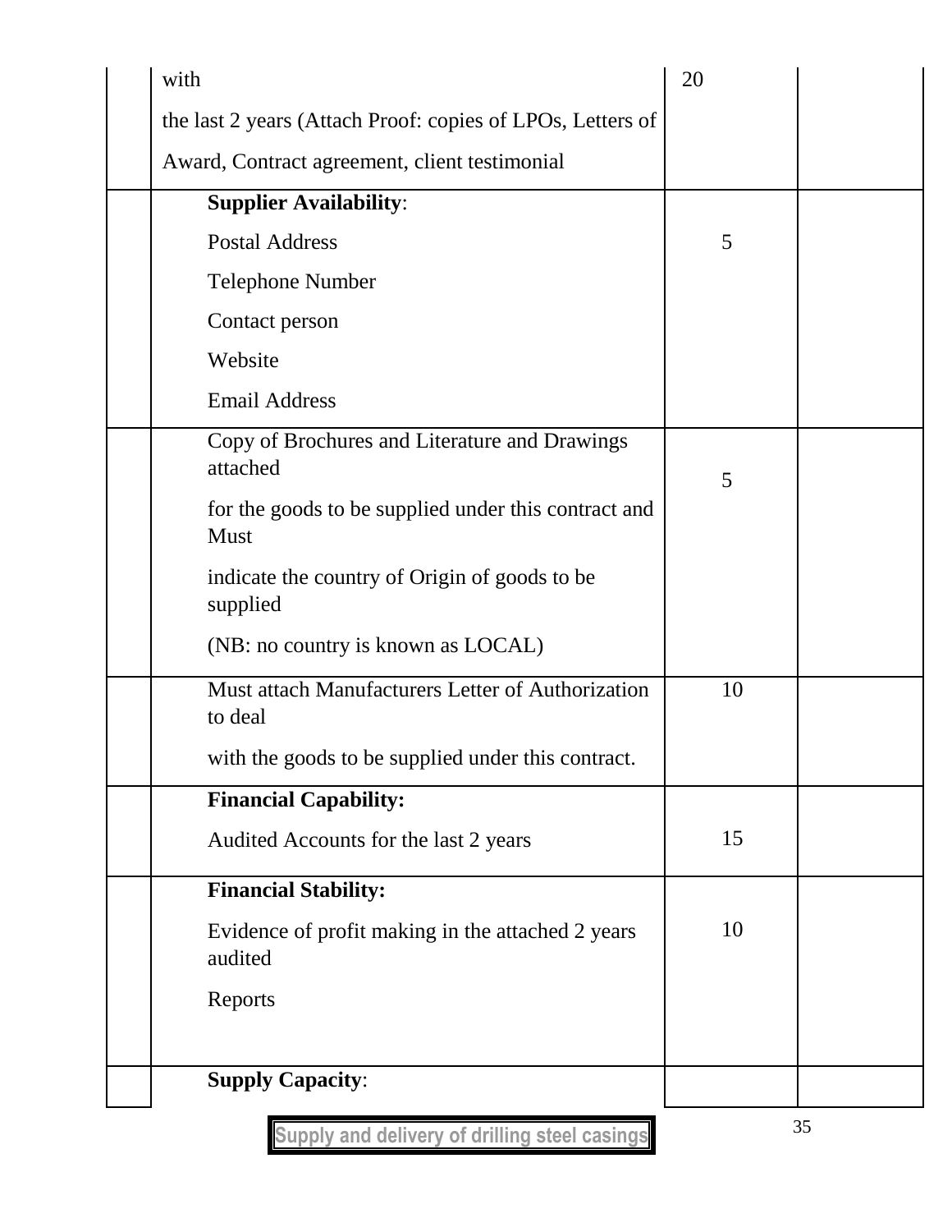| | | | |
|---|---|---|---|
| | with<br>the last 2 years (Attach Proof: copies of LPOs, Letters of<br>Award, Contract agreement, client testimonial | 20 | |
| | **Supplier Availability**:<br>Postal Address<br>Telephone Number<br>Contact person<br>Website<br>Email Address | 5 | |
| | Copy of Brochures and Literature and Drawings attached<br>for the goods to be supplied under this contract and Must<br>indicate the country of Origin of goods to be supplied<br>(NB: no country is known as LOCAL) | 5 | |
| | Must attach Manufacturers Letter of Authorization to deal<br>with the goods to be supplied under this contract. | 10 | |
| | **Financial Capability:**<br>Audited Accounts for the last 2 years | 15 | |
| | **Financial Stability:**<br>Evidence of profit making in the attached 2 years audited<br>Reports | 10 | |
| | **Supply Capacity**: | | |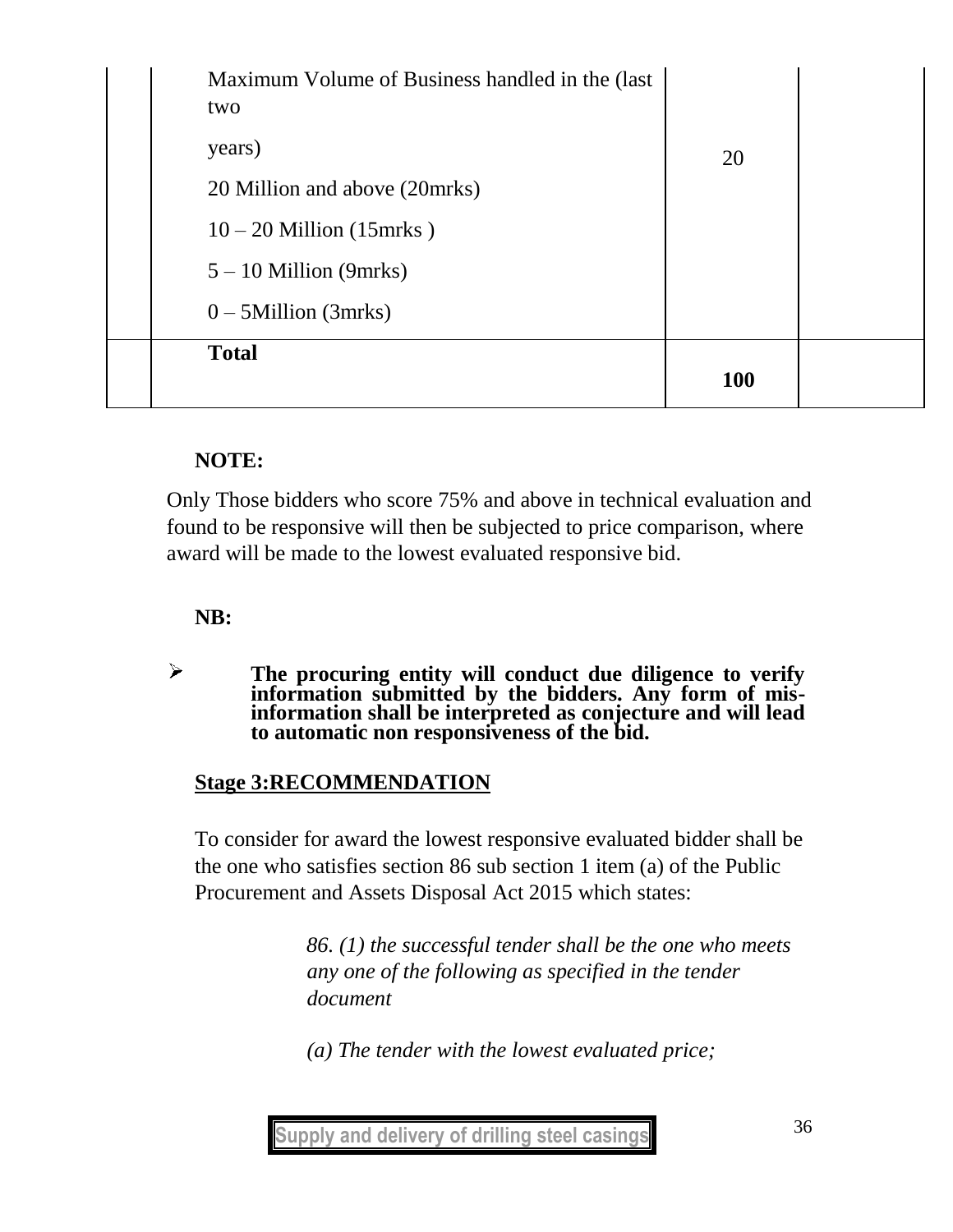| | | | |
|---|---|---|---|
| | Maximum Volume of Business handled in the (last two<br><br>years)<br><br>20 Million and above (20mrks)<br><br>10 – 20 Million (15mrks )<br><br>5 – 10 Million (9mrks)<br><br>0 – 5Million (3mrks) | 20 | |
| | **Total** | **100** | |

**NOTE:**

Only Those bidders who score 75% and above in technical evaluation and found to be responsive will then be subjected to price comparison, where award will be made to the lowest evaluated responsive bid.

**NB:**

- **The procuring entity will conduct due diligence to verify information submitted by the bidders. Any form of mis-information shall be interpreted as conjecture and will lead to automatic non responsiveness of the bid.**

**<u>Stage 3:RECOMMENDATION</u>**

To consider for award the lowest responsive evaluated bidder shall be the one who satisfies section 86 sub section 1 item (a) of the Public Procurement and Assets Disposal Act 2015 which states:

> *86. (1) the successful tender shall be the one who meets any one of the following as specified in the tender document*
>
> *(a) The tender with the lowest evaluated price;*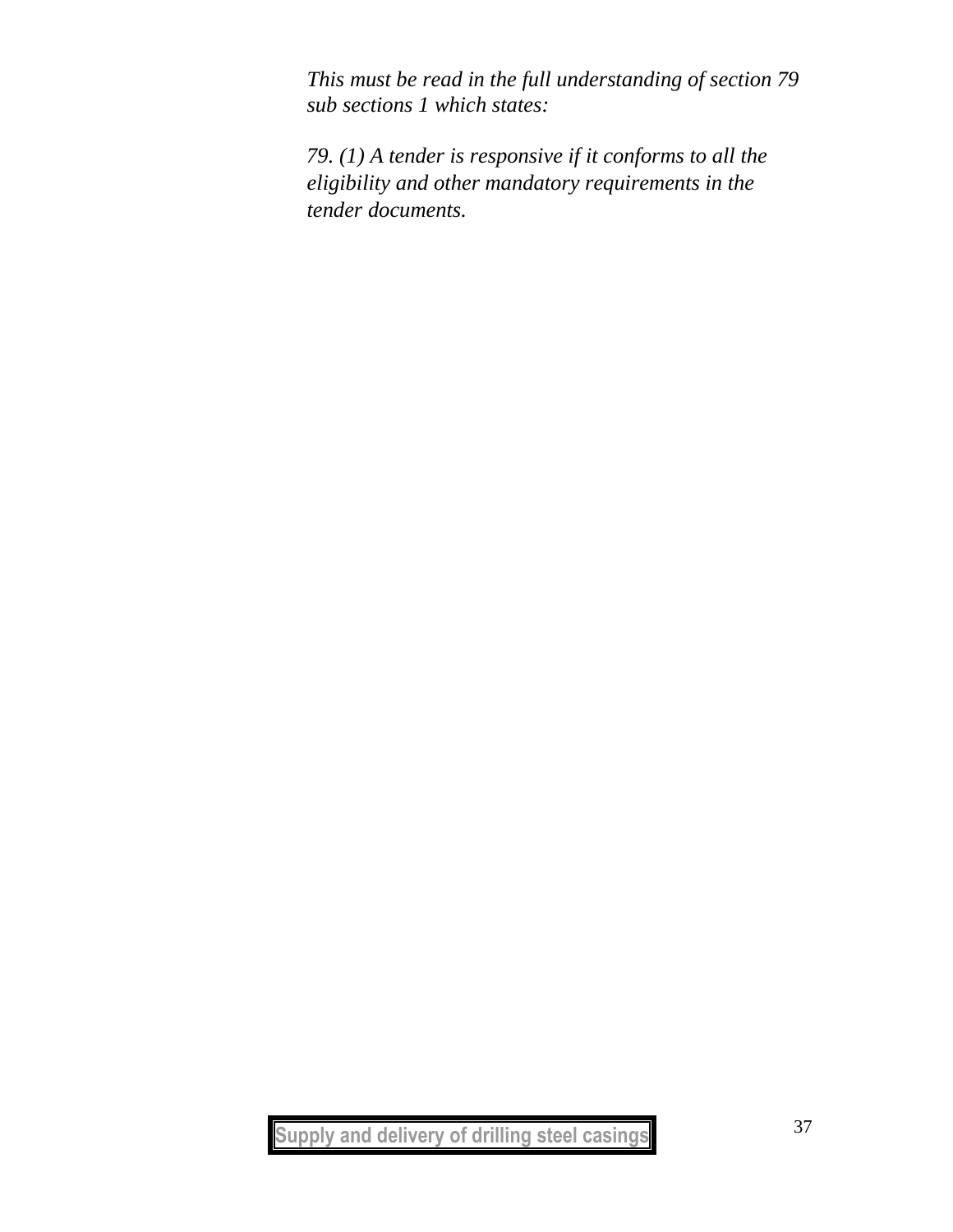*This must be read in the full understanding of section 79 sub sections 1 which states:*

*79. (1) A tender is responsive if it conforms to all the eligibility and other mandatory requirements in the tender documents.*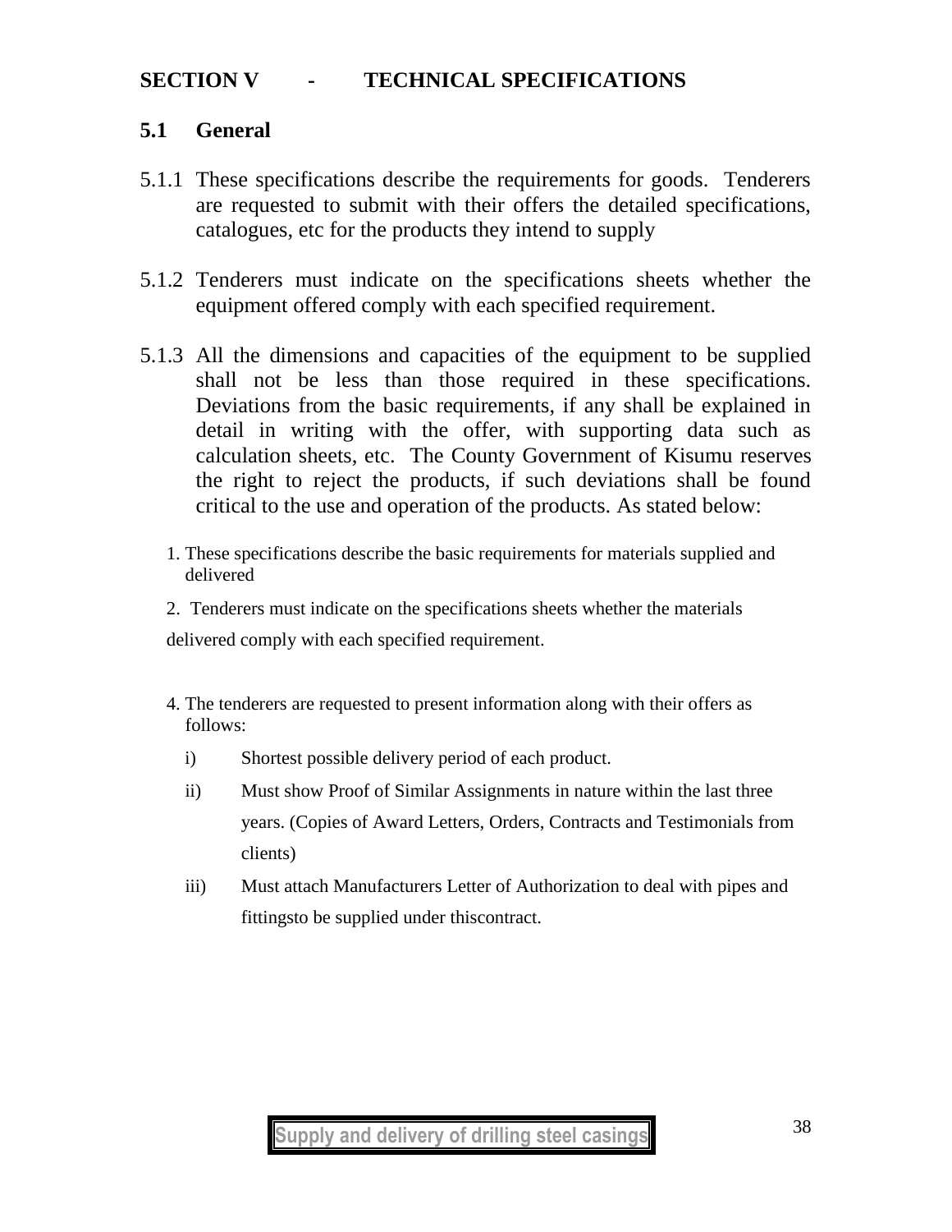## SECTION V - TECHNICAL SPECIFICATIONS

### 5.1 General

5.1.1 These specifications describe the requirements for goods. Tenderers are requested to submit with their offers the detailed specifications, catalogues, etc for the products they intend to supply

5.1.2 Tenderers must indicate on the specifications sheets whether the equipment offered comply with each specified requirement.

5.1.3 All the dimensions and capacities of the equipment to be supplied shall not be less than those required in these specifications. Deviations from the basic requirements, if any shall be explained in detail in writing with the offer, with supporting data such as calculation sheets, etc. The County Government of Kisumu reserves the right to reject the products, if such deviations shall be found critical to the use and operation of the products. As stated below:

1. These specifications describe the basic requirements for materials supplied and delivered

2. Tenderers must indicate on the specifications sheets whether the materials delivered comply with each specified requirement.

4. The tenderers are requested to present information along with their offers as follows:

   i) Shortest possible delivery period of each product.

   ii) Must show Proof of Similar Assignments in nature within the last three years. (Copies of Award Letters, Orders, Contracts and Testimonials from clients)

   iii) Must attach Manufacturers Letter of Authorization to deal with pipes and fittingsto be supplied under thiscontract.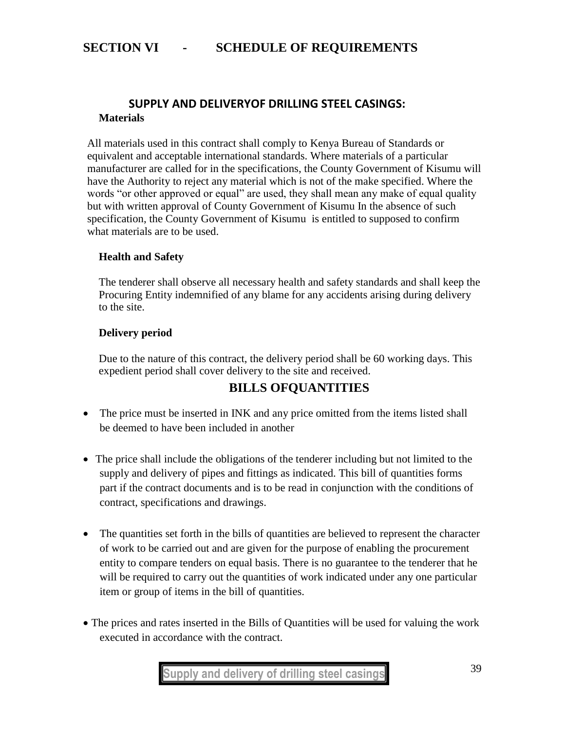# SECTION VI - SCHEDULE OF REQUIREMENTS

### SUPPLY AND DELIVERYOF DRILLING STEEL CASINGS:

**Materials**

All materials used in this contract shall comply to Kenya Bureau of Standards or equivalent and acceptable international standards. Where materials of a particular manufacturer are called for in the specifications, the County Government of Kisumu will have the Authority to reject any material which is not of the make specified. Where the words "or other approved or equal" are used, they shall mean any make of equal quality but with written approval of County Government of Kisumu In the absence of such specification, the County Government of Kisumu is entitled to supposed to confirm what materials are to be used.

**Health and Safety**

The tenderer shall observe all necessary health and safety standards and shall keep the Procuring Entity indemnified of any blame for any accidents arising during delivery to the site.

**Delivery period**

Due to the nature of this contract, the delivery period shall be 60 working days. This expedient period shall cover delivery to the site and received.

## BILLS OFQUANTITIES

- The price must be inserted in INK and any price omitted from the items listed shall be deemed to have been included in another
- The price shall include the obligations of the tenderer including but not limited to the supply and delivery of pipes and fittings as indicated. This bill of quantities forms part if the contract documents and is to be read in conjunction with the conditions of contract, specifications and drawings.
- The quantities set forth in the bills of quantities are believed to represent the character of work to be carried out and are given for the purpose of enabling the procurement entity to compare tenders on equal basis. There is no guarantee to the tenderer that he will be required to carry out the quantities of work indicated under any one particular item or group of items in the bill of quantities.
- The prices and rates inserted in the Bills of Quantities will be used for valuing the work executed in accordance with the contract.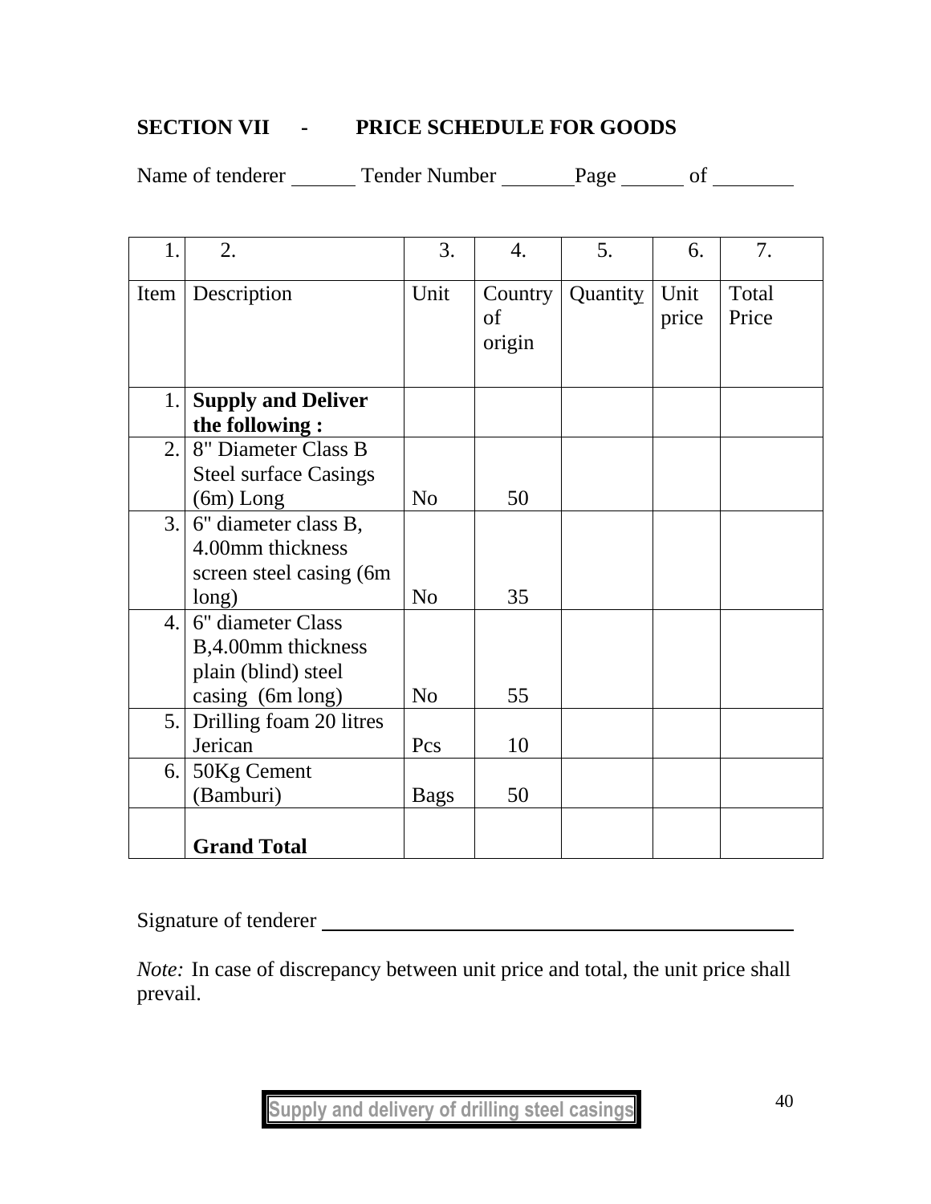## SECTION VII - PRICE SCHEDULE FOR GOODS

Name of tenderer ______ Tender Number _______Page ______ of ________

| 1. | 2. | 3. | 4. | 5. | 6. | 7. |
|---|---|---|---|---|---|---|
| Item | Description | Unit | Country of origin | Quantity | Unit price | Total Price |
| 1. | **Supply and Deliver the following :** | | | | | |
| 2. | 8" Diameter Class B Steel surface Casings (6m) Long | No | 50 | | | |
| 3. | 6" diameter class B, 4.00mm thickness screen steel casing (6m long) | No | 35 | | | |
| 4. | 6" diameter Class B,4.00mm thickness plain (blind) steel casing (6m long) | No | 55 | | | |
| 5. | Drilling foam 20 litres Jerican | Pcs | 10 | | | |
| 6. | 50Kg Cement (Bamburi) | Bags | 50 | | | |
| | **Grand Total** | | | | | |

Signature of tenderer ________________________________________

*Note:* In case of discrepancy between unit price and total, the unit price shall prevail.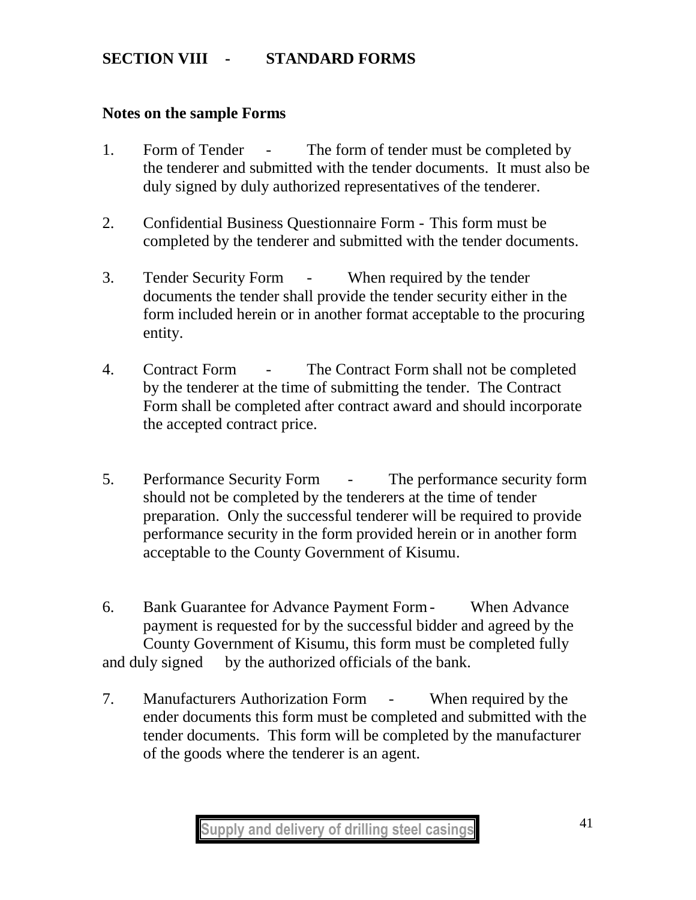## SECTION VIII - STANDARD FORMS

### Notes on the sample Forms

1. Form of Tender - The form of tender must be completed by the tenderer and submitted with the tender documents. It must also be duly signed by duly authorized representatives of the tenderer.

2. Confidential Business Questionnaire Form - This form must be completed by the tenderer and submitted with the tender documents.

3. Tender Security Form - When required by the tender documents the tender shall provide the tender security either in the form included herein or in another format acceptable to the procuring entity.

4. Contract Form - The Contract Form shall not be completed by the tenderer at the time of submitting the tender. The Contract Form shall be completed after contract award and should incorporate the accepted contract price.

5. Performance Security Form - The performance security form should not be completed by the tenderers at the time of tender preparation. Only the successful tenderer will be required to provide performance security in the form provided herein or in another form acceptable to the County Government of Kisumu.

6. Bank Guarantee for Advance Payment Form - When Advance payment is requested for by the successful bidder and agreed by the County Government of Kisumu, this form must be completed fully and duly signed by the authorized officials of the bank.

7. Manufacturers Authorization Form - When required by the ender documents this form must be completed and submitted with the tender documents. This form will be completed by the manufacturer of the goods where the tenderer is an agent.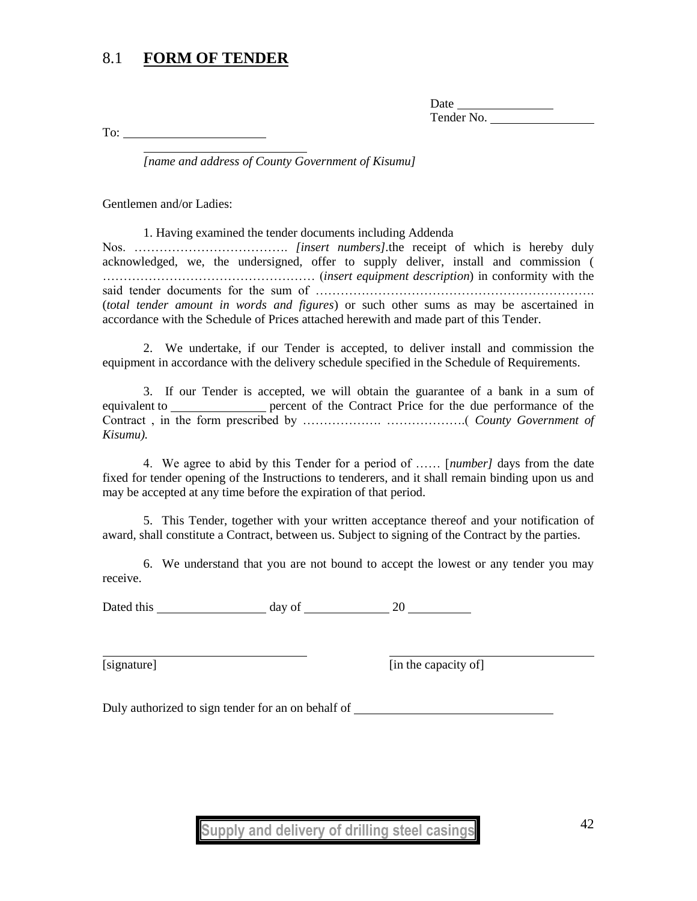## 8.1 **FORM OF TENDER**

Date \_\_\_\_\_\_\_\_\_\_\_\_\_\_\_
Tender No. \_\_\_\_\_\_\_\_\_\_\_\_\_\_\_

To: \_\_\_\_\_\_\_\_\_\_\_\_\_\_\_\_\_\_\_\_\_\_

\_\_\_\_\_\_\_\_\_\_\_\_\_\_\_\_\_\_\_\_\_\_\_\_\_
*[name and address of County Government of Kisumu]*

Gentlemen and/or Ladies:

1. Having examined the tender documents including Addenda Nos. ………………………………. *[insert numbers]*.the receipt of which is hereby duly acknowledged, we, the undersigned, offer to supply deliver, install and commission ( …………………………………………… (*insert equipment description*) in conformity with the said tender documents for the sum of ………………………………………………………. (*total tender amount in words and figures*) or such other sums as may be ascertained in accordance with the Schedule of Prices attached herewith and made part of this Tender.

2. We undertake, if our Tender is accepted, to deliver install and commission the equipment in accordance with the delivery schedule specified in the Schedule of Requirements.

3. If our Tender is accepted, we will obtain the guarantee of a bank in a sum of equivalent to \_\_\_\_\_\_\_\_\_\_\_\_\_\_\_ percent of the Contract Price for the due performance of the Contract , in the form prescribed by ………………. ……………….( *County Government of Kisumu).*

4. We agree to abid by this Tender for a period of …… [*number]* days from the date fixed for tender opening of the Instructions to tenderers, and it shall remain binding upon us and may be accepted at any time before the expiration of that period.

5. This Tender, together with your written acceptance thereof and your notification of award, shall constitute a Contract, between us. Subject to signing of the Contract by the parties.

6. We understand that you are not bound to accept the lowest or any tender you may receive.

Dated this \_\_\_\_\_\_\_\_\_\_\_\_\_\_\_\_\_ day of \_\_\_\_\_\_\_\_\_\_\_\_\_ 20 \_\_\_\_\_\_\_\_\_\_

\_\_\_\_\_\_\_\_\_\_\_\_\_\_\_\_\_\_\_\_\_\_\_\_\_\_\_\_\_\_\_\_ \_\_\_\_\_\_\_\_\_\_\_\_\_\_\_\_\_\_\_\_\_\_\_\_\_\_\_\_\_\_\_\_
[signature] [in the capacity of]

Duly authorized to sign tender for an on behalf of \_\_\_\_\_\_\_\_\_\_\_\_\_\_\_\_\_\_\_\_\_\_\_\_\_\_\_\_\_\_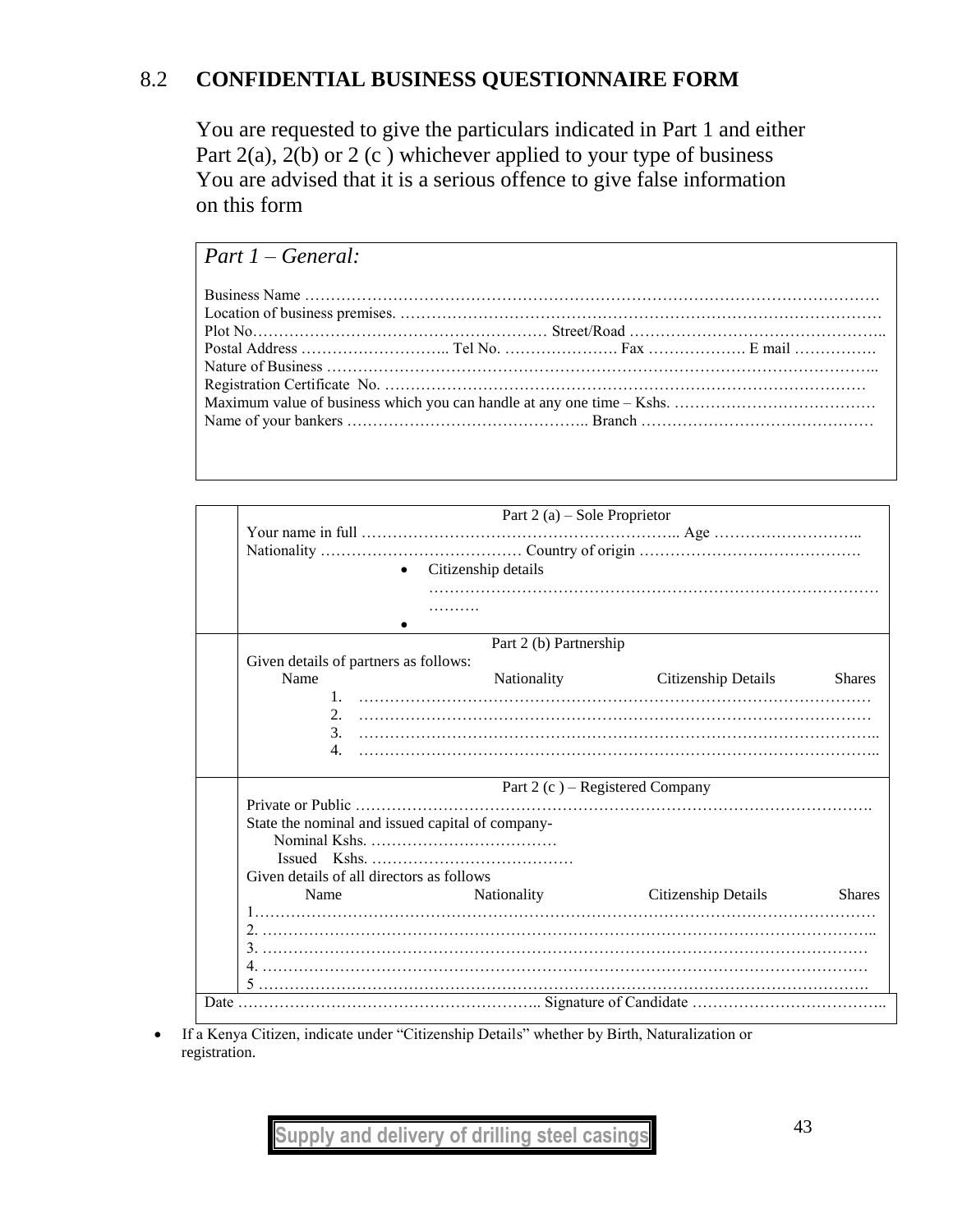## 8.2 CONFIDENTIAL BUSINESS QUESTIONNAIRE FORM

You are requested to give the particulars indicated in Part 1 and either Part 2(a), 2(b) or 2 (c ) whichever applied to your type of business You are advised that it is a serious offence to give false information on this form

*Part 1 – General:*

Business Name ……………………………………………………………………………………………………

Location of business premises. …………………………………………………………………………………

Plot No………………………………………………… Street/Road …………………………………………..

Postal Address ……………………….. Tel No. …………………. Fax ……………… E mail …………….

Nature of Business ……………………………………………………………………………………………..

Registration Certificate No. ………………………………………………………………………………

Maximum value of business which you can handle at any one time – Kshs. …………………………………

Name of your bankers ……………………………………….. Branch ………………………………………

**Part 2 (a) – Sole Proprietor**

Your name in full ……………………………………………………….. Age ………………………..

Nationality ………………………………… Country of origin …………………………………….

- Citizenship details …………………………………………………………………………………………
- 

**Part 2 (b) Partnership**

Given details of partners as follows:

| | Name | Nationality | Citizenship Details | Shares |
|---|---|---|---|---|
| 1. | …………… | …………… | …………… | …………… |
| 2. | …………… | …………… | …………… | …………… |
| 3. | …………… | …………… | …………… | …………… |
| 4. | …………… | …………… | …………… | …………… |

**Part 2 (c ) – Registered Company**

Private or Public ……………………………………………………………………………………….

State the nominal and issued capital of company-

Nominal Kshs. ………………………………

Issued Kshs. …………………………………

Given details of all directors as follows

| | Name | Nationality | Citizenship Details | Shares |
|---|---|---|---|---|
| 1 | …………… | …………… | …………… | …………… |
| 2. | …………… | …………… | …………… | …………… |
| 3. | …………… | …………… | …………… | …………… |
| 4. | …………… | …………… | …………… | …………… |
| 5 | …………… | …………… | …………… | …………… |

Date ………………………………………………….. Signature of Candidate ………………………………..

- If a Kenya Citizen, indicate under "Citizenship Details" whether by Birth, Naturalization or registration.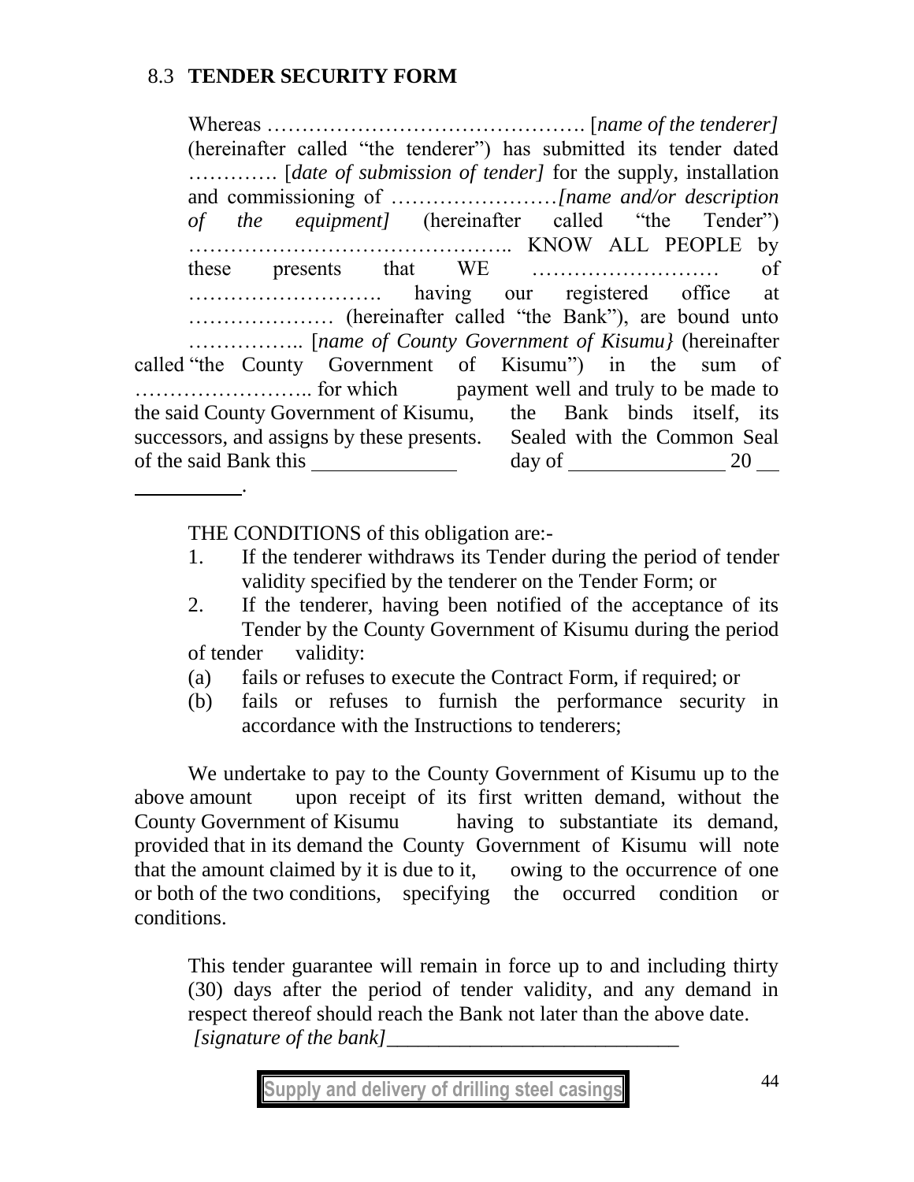## 8.3 TENDER SECURITY FORM

Whereas ………………………………………. [*name of the tenderer]* (hereinafter called "the tenderer") has submitted its tender dated …………. [*date of submission of tender]* for the supply, installation and commissioning of ……………………*[name and/or description of the equipment]* (hereinafter called "the Tender") ……………………………………….. KNOW ALL PEOPLE by these presents that WE ……………………… of ………………………. having our registered office at ………………… (hereinafter called "the Bank"), are bound unto …………….. [*name of County Government of Kisumu}* (hereinafter called "the County Government of Kisumu") in the sum of …………………….. for which payment well and truly to be made to the said County Government of Kisumu, the Bank binds itself, its successors, and assigns by these presents. Sealed with the Common Seal of the said Bank this \_\_\_\_\_\_\_\_\_\_\_\_\_ day of \_\_\_\_\_\_\_\_\_\_\_\_\_\_ 20 \_\_ \_\_\_\_\_\_\_\_\_\_.

THE CONDITIONS of this obligation are:-

1. If the tenderer withdraws its Tender during the period of tender validity specified by the tenderer on the Tender Form; or
2. If the tenderer, having been notified of the acceptance of its Tender by the County Government of Kisumu during the period of tender validity:
   (a) fails or refuses to execute the Contract Form, if required; or
   (b) fails or refuses to furnish the performance security in accordance with the Instructions to tenderers;

We undertake to pay to the County Government of Kisumu up to the above amount upon receipt of its first written demand, without the County Government of Kisumu having to substantiate its demand, provided that in its demand the County Government of Kisumu will note that the amount claimed by it is due to it, owing to the occurrence of one or both of the two conditions, specifying the occurred condition or conditions.

This tender guarantee will remain in force up to and including thirty (30) days after the period of tender validity, and any demand in respect thereof should reach the Bank not later than the above date.

*[signature of the bank]*\_\_\_\_\_\_\_\_\_\_\_\_\_\_\_\_\_\_\_\_\_\_\_\_\_\_\_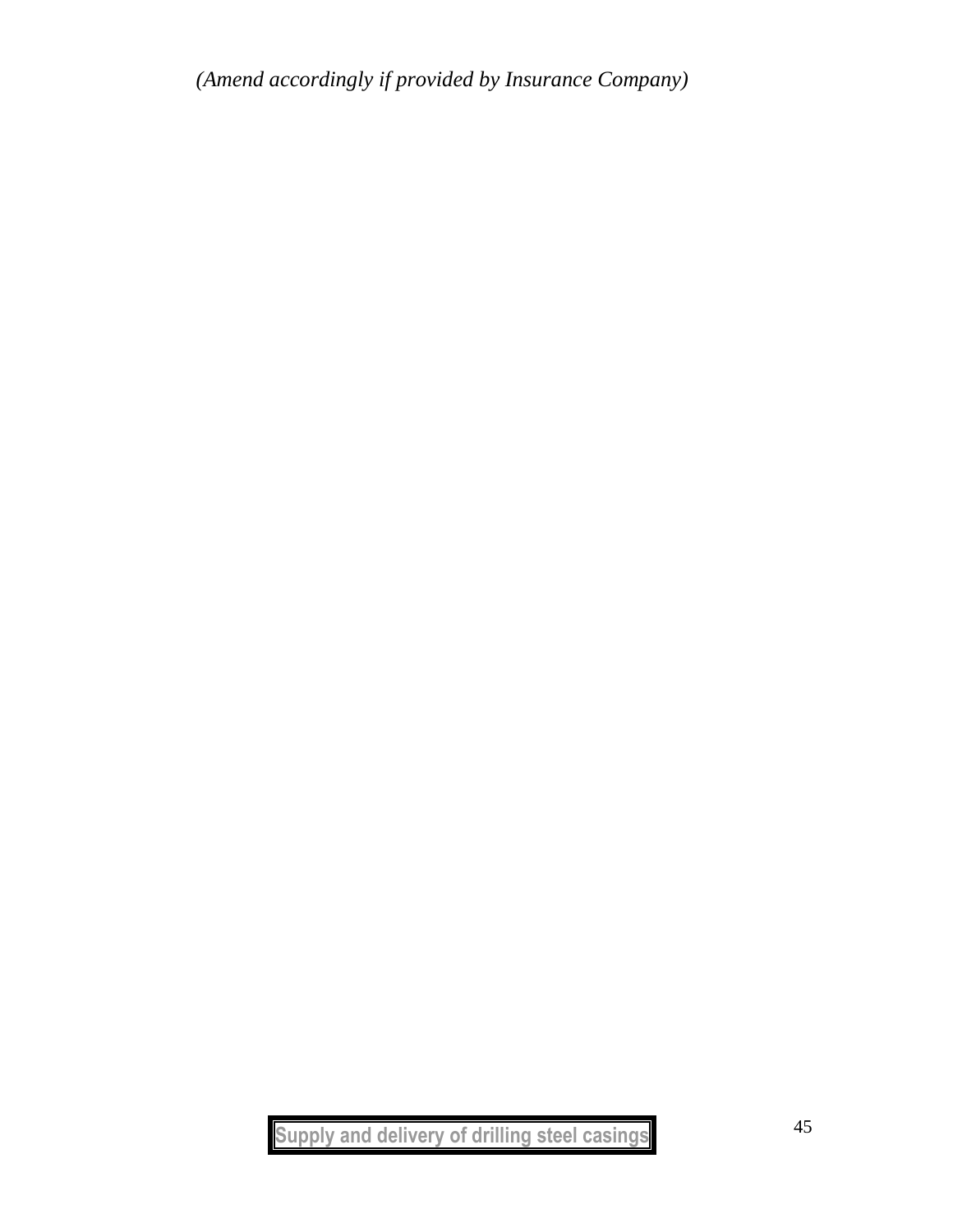*(Amend accordingly if provided by Insurance Company)*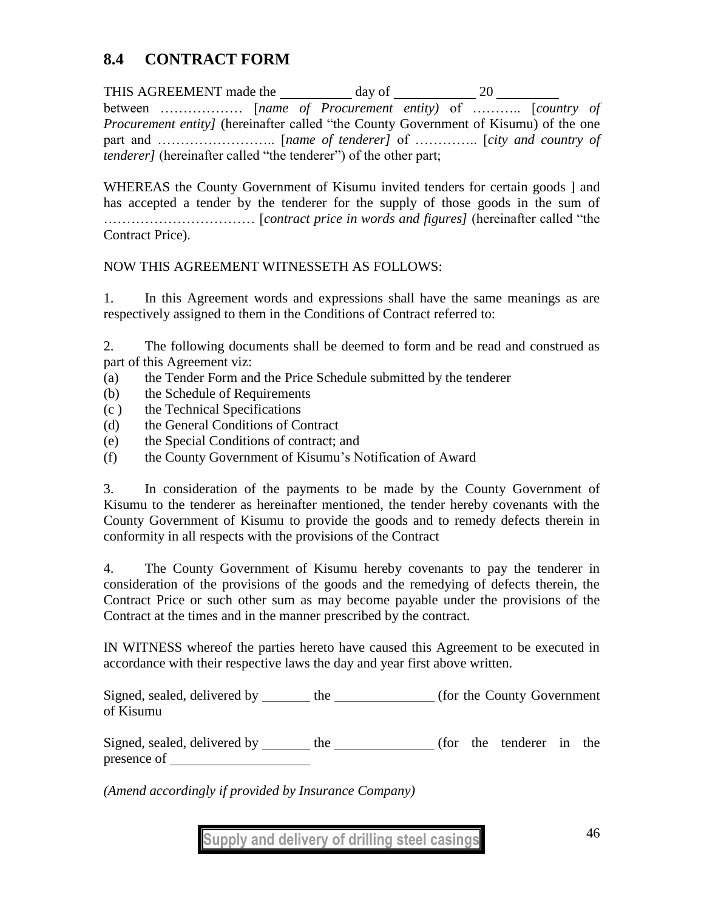## 8.4 CONTRACT FORM

THIS AGREEMENT made the __________ day of ___________ 20 _________ between ……………… [*name of Procurement entity)* of ……….. [*country of Procurement entity]* (hereinafter called "the County Government of Kisumu) of the one part and …………………….. [*name of tenderer]* of …………. [*city and country of tenderer]* (hereinafter called "the tenderer") of the other part;

WHEREAS the County Government of Kisumu invited tenders for certain goods ] and has accepted a tender by the tenderer for the supply of those goods in the sum of …………………………… [*contract price in words and figures]* (hereinafter called "the Contract Price).

NOW THIS AGREEMENT WITNESSETH AS FOLLOWS:

1. In this Agreement words and expressions shall have the same meanings as are respectively assigned to them in the Conditions of Contract referred to:

2. The following documents shall be deemed to form and be read and construed as part of this Agreement viz:
   - (a) the Tender Form and the Price Schedule submitted by the tenderer
   - (b) the Schedule of Requirements
   - (c ) the Technical Specifications
   - (d) the General Conditions of Contract
   - (e) the Special Conditions of contract; and
   - (f) the County Government of Kisumu's Notification of Award

3. In consideration of the payments to be made by the County Government of Kisumu to the tenderer as hereinafter mentioned, the tender hereby covenants with the County Government of Kisumu to provide the goods and to remedy defects therein in conformity in all respects with the provisions of the Contract

4. The County Government of Kisumu hereby covenants to pay the tenderer in consideration of the provisions of the goods and the remedying of defects therein, the Contract Price or such other sum as may become payable under the provisions of the Contract at the times and in the manner prescribed by the contract.

IN WITNESS whereof the parties hereto have caused this Agreement to be executed in accordance with their respective laws the day and year first above written.

Signed, sealed, delivered by _______ the ______________ (for the County Government of Kisumu

Signed, sealed, delivered by _______ the ______________ (for the tenderer in the presence of ____________________

*(Amend accordingly if provided by Insurance Company)*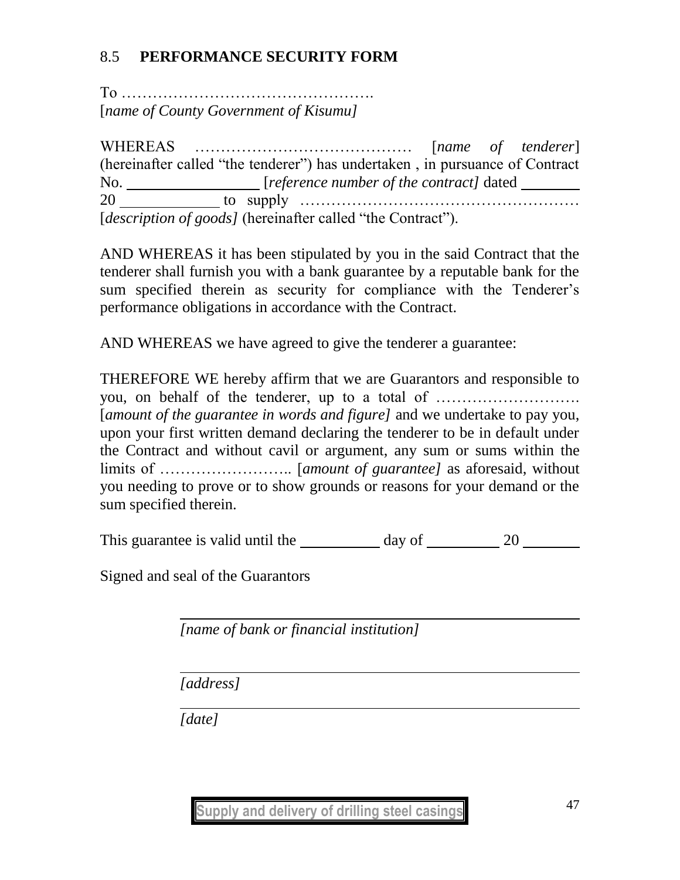## 8.5 PERFORMANCE SECURITY FORM

To ………………………………………….
[*name of County Government of Kisumu]*

WHEREAS …………………………………… [*name of tenderer*] (hereinafter called "the tenderer") has undertaken , in pursuance of Contract No. \_\_\_\_\_\_\_\_\_\_\_\_\_\_\_\_ [*reference number of the contract]* dated \_\_\_\_\_\_\_ 20 \_\_\_\_\_\_\_\_\_\_\_\_ to supply ……………………………………………… [*description of goods]* (hereinafter called "the Contract").

AND WHEREAS it has been stipulated by you in the said Contract that the tenderer shall furnish you with a bank guarantee by a reputable bank for the sum specified therein as security for compliance with the Tenderer's performance obligations in accordance with the Contract.

AND WHEREAS we have agreed to give the tenderer a guarantee:

THEREFORE WE hereby affirm that we are Guarantors and responsible to you, on behalf of the tenderer, up to a total of ………………………. [*amount of the guarantee in words and figure]* and we undertake to pay you, upon your first written demand declaring the tenderer to be in default under the Contract and without cavil or argument, any sum or sums within the limits of …………………….. [*amount of guarantee]* as aforesaid, without you needing to prove or to show grounds or reasons for your demand or the sum specified therein.

This guarantee is valid until the \_\_\_\_\_\_\_\_\_\_ day of \_\_\_\_\_\_\_\_\_ 20 \_\_\_\_\_\_\_

Signed and seal of the Guarantors

\_\_\_\_\_\_\_\_\_\_\_\_\_\_\_\_\_\_\_\_\_\_\_\_\_\_\_\_\_\_\_\_\_\_\_\_\_\_\_\_\_\_\_\_
*[name of bank or financial institution]*

\_\_\_\_\_\_\_\_\_\_\_\_\_\_\_\_\_\_\_\_\_\_\_\_\_\_\_\_\_\_\_\_\_\_\_\_\_\_\_\_\_\_\_\_
*[address]*

\_\_\_\_\_\_\_\_\_\_\_\_\_\_\_\_\_\_\_\_\_\_\_\_\_\_\_\_\_\_\_\_\_\_\_\_\_\_\_\_\_\_\_\_
*[date]*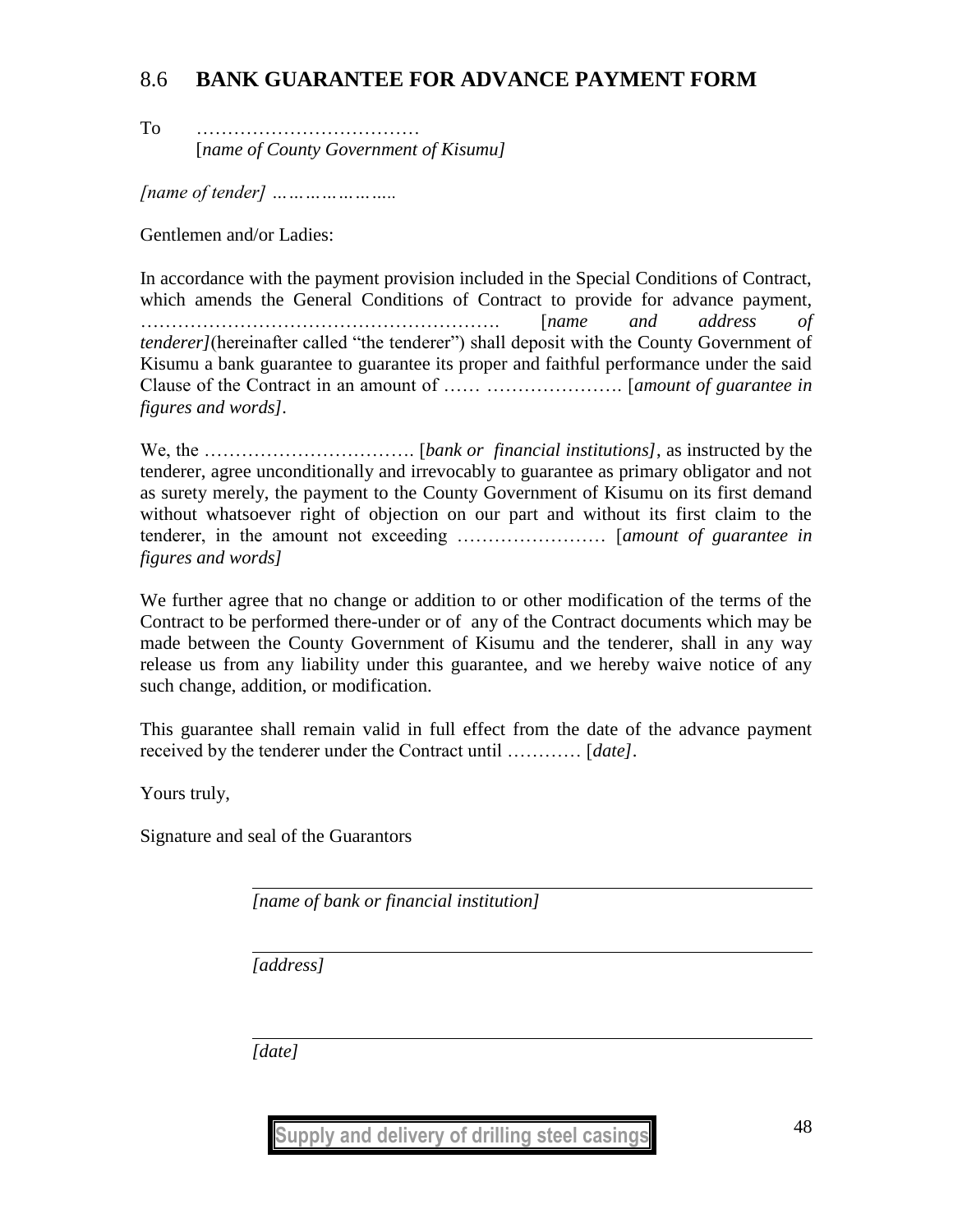## 8.6 BANK GUARANTEE FOR ADVANCE PAYMENT FORM

To ………………………………
[*name of County Government of Kisumu]*

*[name of tender] …………………..*

Gentlemen and/or Ladies:

In accordance with the payment provision included in the Special Conditions of Contract, which amends the General Conditions of Contract to provide for advance payment, ………………………………………………. [*name and address of tenderer]*(hereinafter called "the tenderer") shall deposit with the County Government of Kisumu a bank guarantee to guarantee its proper and faithful performance under the said Clause of the Contract in an amount of …… …………………. [*amount of guarantee in figures and words]*.

We, the ……………………………. [*bank or financial institutions]*, as instructed by the tenderer, agree unconditionally and irrevocably to guarantee as primary obligator and not as surety merely, the payment to the County Government of Kisumu on its first demand without whatsoever right of objection on our part and without its first claim to the tenderer, in the amount not exceeding …………………… [*amount of guarantee in figures and words]*

We further agree that no change or addition to or other modification of the terms of the Contract to be performed there-under or of any of the Contract documents which may be made between the County Government of Kisumu and the tenderer, shall in any way release us from any liability under this guarantee, and we hereby waive notice of any such change, addition, or modification.

This guarantee shall remain valid in full effect from the date of the advance payment received by the tenderer under the Contract until ………… [*date]*.

Yours truly,

Signature and seal of the Guarantors

______________________________________________
*[name of bank or financial institution]*

______________________________________________
*[address]*

______________________________________________
*[date]*

Supply and delivery of drilling steel casings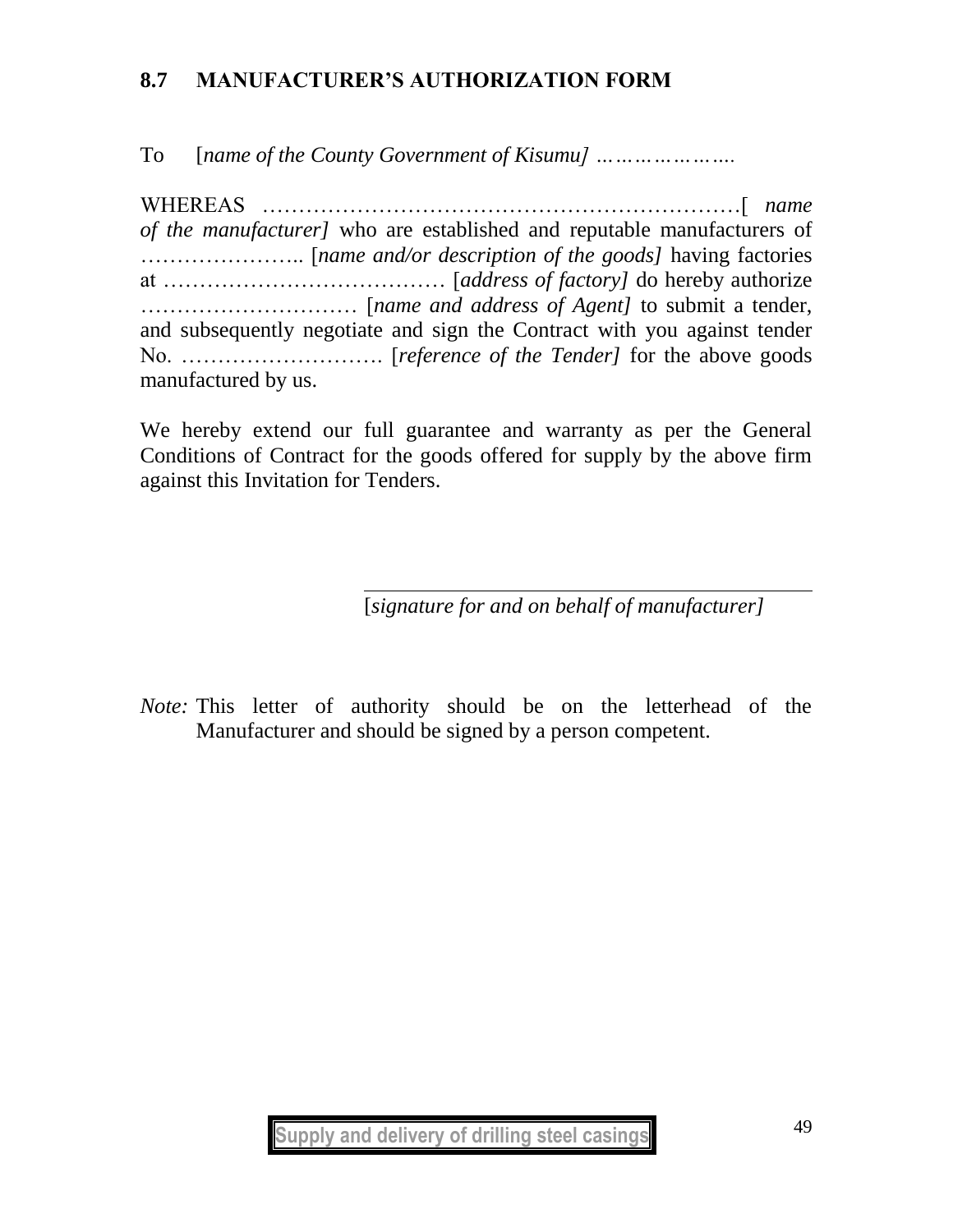## 8.7 MANUFACTURER'S AUTHORIZATION FORM

To [*name of the County Government of Kisumu]* ………………….

WHEREAS …………………………………………………………[ *name of the manufacturer]* who are established and reputable manufacturers of ………………….. [*name and/or description of the goods]* having factories at ………………………………… [*address of factory]* do hereby authorize ………………………… [*name and address of Agent]* to submit a tender, and subsequently negotiate and sign the Contract with you against tender No. ………………………. [*reference of the Tender]* for the above goods manufactured by us.

We hereby extend our full guarantee and warranty as per the General Conditions of Contract for the goods offered for supply by the above firm against this Invitation for Tenders.

\_\_\_\_\_\_\_\_\_\_\_\_\_\_\_\_\_\_\_\_\_\_\_\_\_\_\_\_\_\_\_\_\_\_\_\_\_\_\_\_

[*signature for and on behalf of manufacturer]*

*Note:* This letter of authority should be on the letterhead of the Manufacturer and should be signed by a person competent.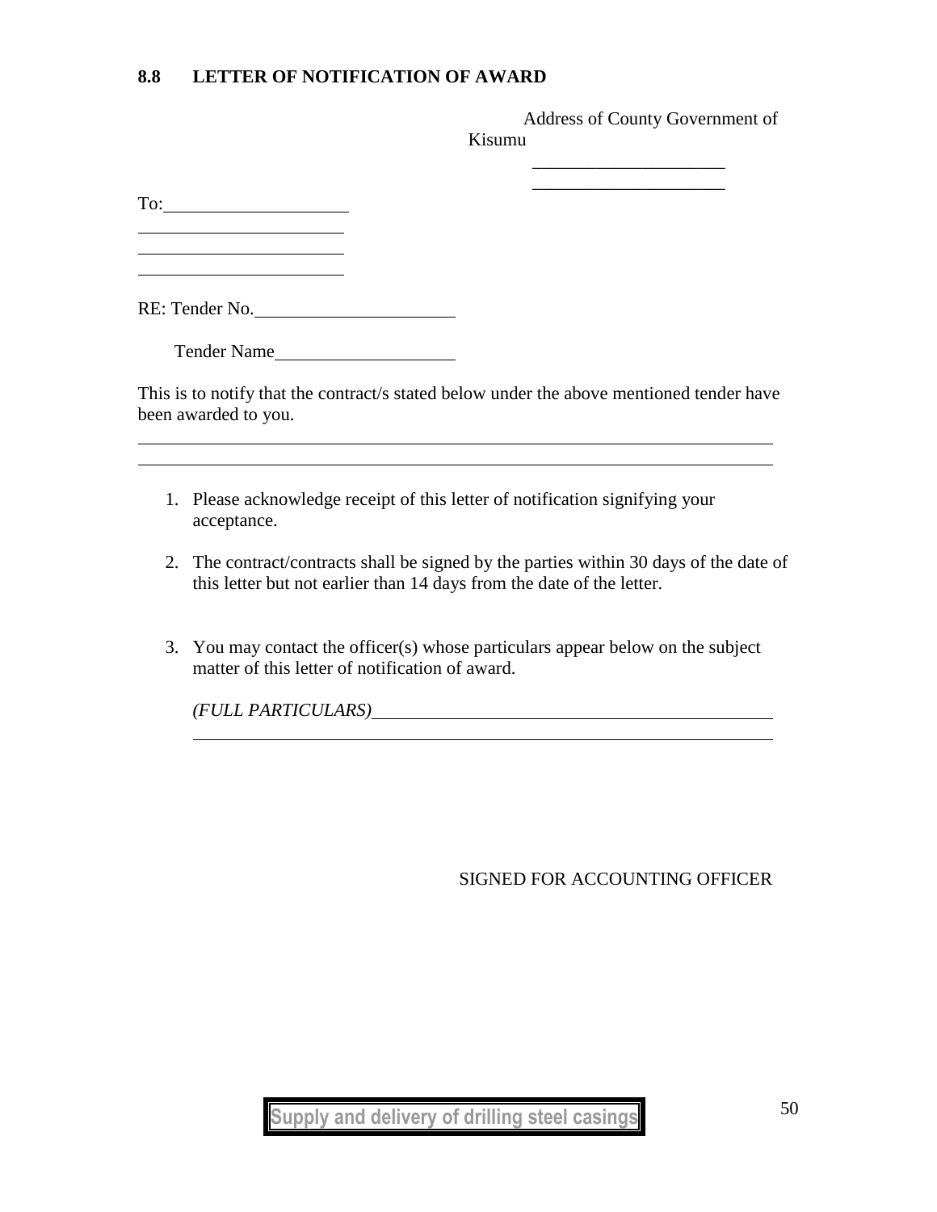## 8.8 LETTER OF NOTIFICATION OF AWARD

Address of County Government of Kisumu

\_\_\_\_\_\_\_\_\_\_\_\_\_\_\_\_\_\_\_\_

\_\_\_\_\_\_\_\_\_\_\_\_\_\_\_\_\_\_\_\_

To:\_\_\_\_\_\_\_\_\_\_\_\_\_\_\_\_\_\_\_\_

\_\_\_\_\_\_\_\_\_\_\_\_\_\_\_\_\_\_\_\_

\_\_\_\_\_\_\_\_\_\_\_\_\_\_\_\_\_\_\_\_

\_\_\_\_\_\_\_\_\_\_\_\_\_\_\_\_\_\_\_\_

RE: Tender No.\_\_\_\_\_\_\_\_\_\_\_\_\_\_\_\_\_\_\_\_

Tender Name\_\_\_\_\_\_\_\_\_\_\_\_\_\_\_\_\_\_\_\_

This is to notify that the contract/s stated below under the above mentioned tender have been awarded to you.

\_\_\_\_\_\_\_\_\_\_\_\_\_\_\_\_\_\_\_\_\_\_\_\_\_\_\_\_\_\_\_\_\_\_\_\_\_\_\_\_\_\_\_\_\_\_\_\_\_\_\_\_\_\_\_\_\_\_\_\_

\_\_\_\_\_\_\_\_\_\_\_\_\_\_\_\_\_\_\_\_\_\_\_\_\_\_\_\_\_\_\_\_\_\_\_\_\_\_\_\_\_\_\_\_\_\_\_\_\_\_\_\_\_\_\_\_\_\_\_\_

1. Please acknowledge receipt of this letter of notification signifying your acceptance.

2. The contract/contracts shall be signed by the parties within 30 days of the date of this letter but not earlier than 14 days from the date of the letter.

3. You may contact the officer(s) whose particulars appear below on the subject matter of this letter of notification of award.

   *(FULL PARTICULARS)*\_\_\_\_\_\_\_\_\_\_\_\_\_\_\_\_\_\_\_\_\_\_\_\_\_\_\_\_\_\_\_\_\_\_\_\_\_\_\_\_

   \_\_\_\_\_\_\_\_\_\_\_\_\_\_\_\_\_\_\_\_\_\_\_\_\_\_\_\_\_\_\_\_\_\_\_\_\_\_\_\_\_\_\_\_\_\_\_\_\_\_\_\_\_\_\_\_

SIGNED FOR ACCOUNTING OFFICER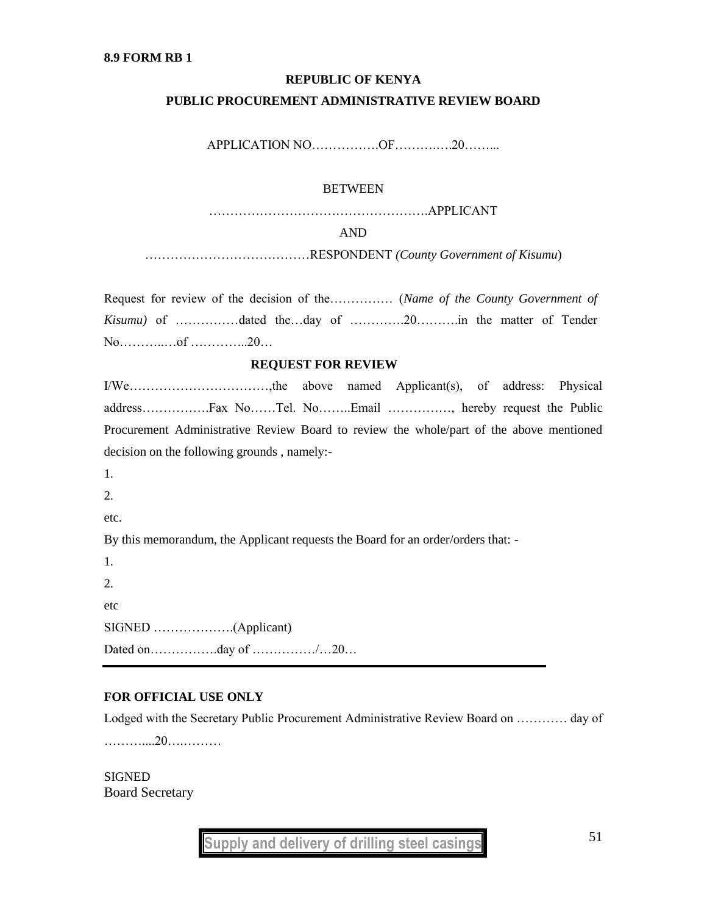**8.9 FORM RB 1**

**REPUBLIC OF KENYA**

**PUBLIC PROCUREMENT ADMINISTRATIVE REVIEW BOARD**

APPLICATION NO…………….OF……….….20……...

BETWEEN

…………………………………………….APPLICANT

AND

…………………………………RESPONDENT *(County Government of Kisumu*)

Request for review of the decision of the…………… (*Name of the County Government of Kisumu)* of ……………dated the…day of ………….20……….in the matter of Tender No………..…of …………..20…

**REQUEST FOR REVIEW**

I/We……………………………,the above named Applicant(s), of address: Physical address…………….Fax No……Tel. No……..Email ……………, hereby request the Public Procurement Administrative Review Board to review the whole/part of the above mentioned decision on the following grounds , namely:-

1.

2.

etc.

By this memorandum, the Applicant requests the Board for an order/orders that: -

1.

2.

etc

SIGNED ……………….(Applicant)

Dated on…………….day of ……………/…20…

---

**FOR OFFICIAL USE ONLY**

Lodged with the Secretary Public Procurement Administrative Review Board on ………… day of ………....20….………

SIGNED
Board Secretary